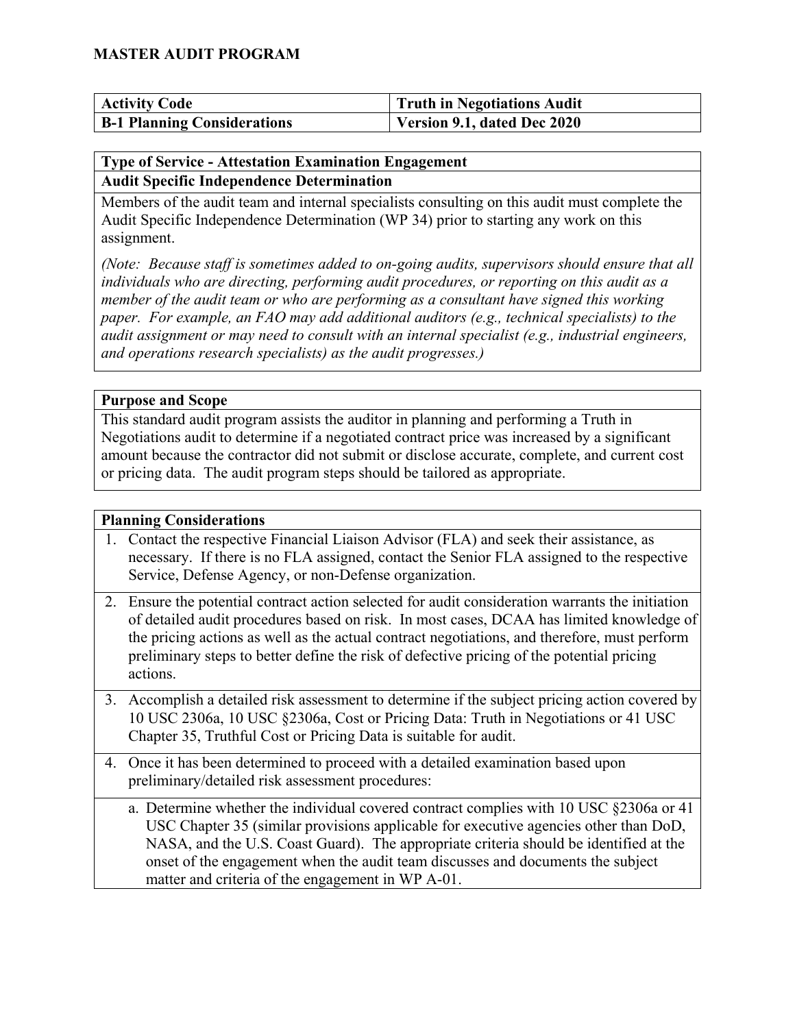# MASTER AUDIT PROGRAM

| Activity Code | Truth in Negotiations Audit |
|---|---|
| **B-1 Planning Considerations** | **Version 9.1, dated Dec 2020** |

## Type of Service - Attestation Examination Engagement

### Audit Specific Independence Determination

Members of the audit team and internal specialists consulting on this audit must complete the Audit Specific Independence Determination (WP 34) prior to starting any work on this assignment.

*(Note: Because staff is sometimes added to on-going audits, supervisors should ensure that all individuals who are directing, performing audit procedures, or reporting on this audit as a member of the audit team or who are performing as a consultant have signed this working paper. For example, an FAO may add additional auditors (e.g., technical specialists) to the audit assignment or may need to consult with an internal specialist (e.g., industrial engineers, and operations research specialists) as the audit progresses.)*

### Purpose and Scope

This standard audit program assists the auditor in planning and performing a Truth in Negotiations audit to determine if a negotiated contract price was increased by a significant amount because the contractor did not submit or disclose accurate, complete, and current cost or pricing data. The audit program steps should be tailored as appropriate.

### Planning Considerations

1. Contact the respective Financial Liaison Advisor (FLA) and seek their assistance, as necessary. If there is no FLA assigned, contact the Senior FLA assigned to the respective Service, Defense Agency, or non-Defense organization.

2. Ensure the potential contract action selected for audit consideration warrants the initiation of detailed audit procedures based on risk. In most cases, DCAA has limited knowledge of the pricing actions as well as the actual contract negotiations, and therefore, must perform preliminary steps to better define the risk of defective pricing of the potential pricing actions.

3. Accomplish a detailed risk assessment to determine if the subject pricing action covered by 10 USC 2306a, 10 USC §2306a, Cost or Pricing Data: Truth in Negotiations or 41 USC Chapter 35, Truthful Cost or Pricing Data is suitable for audit.

4. Once it has been determined to proceed with a detailed examination based upon preliminary/detailed risk assessment procedures:

   a. Determine whether the individual covered contract complies with 10 USC §2306a or 41 USC Chapter 35 (similar provisions applicable for executive agencies other than DoD, NASA, and the U.S. Coast Guard). The appropriate criteria should be identified at the onset of the engagement when the audit team discusses and documents the subject matter and criteria of the engagement in WP A-01.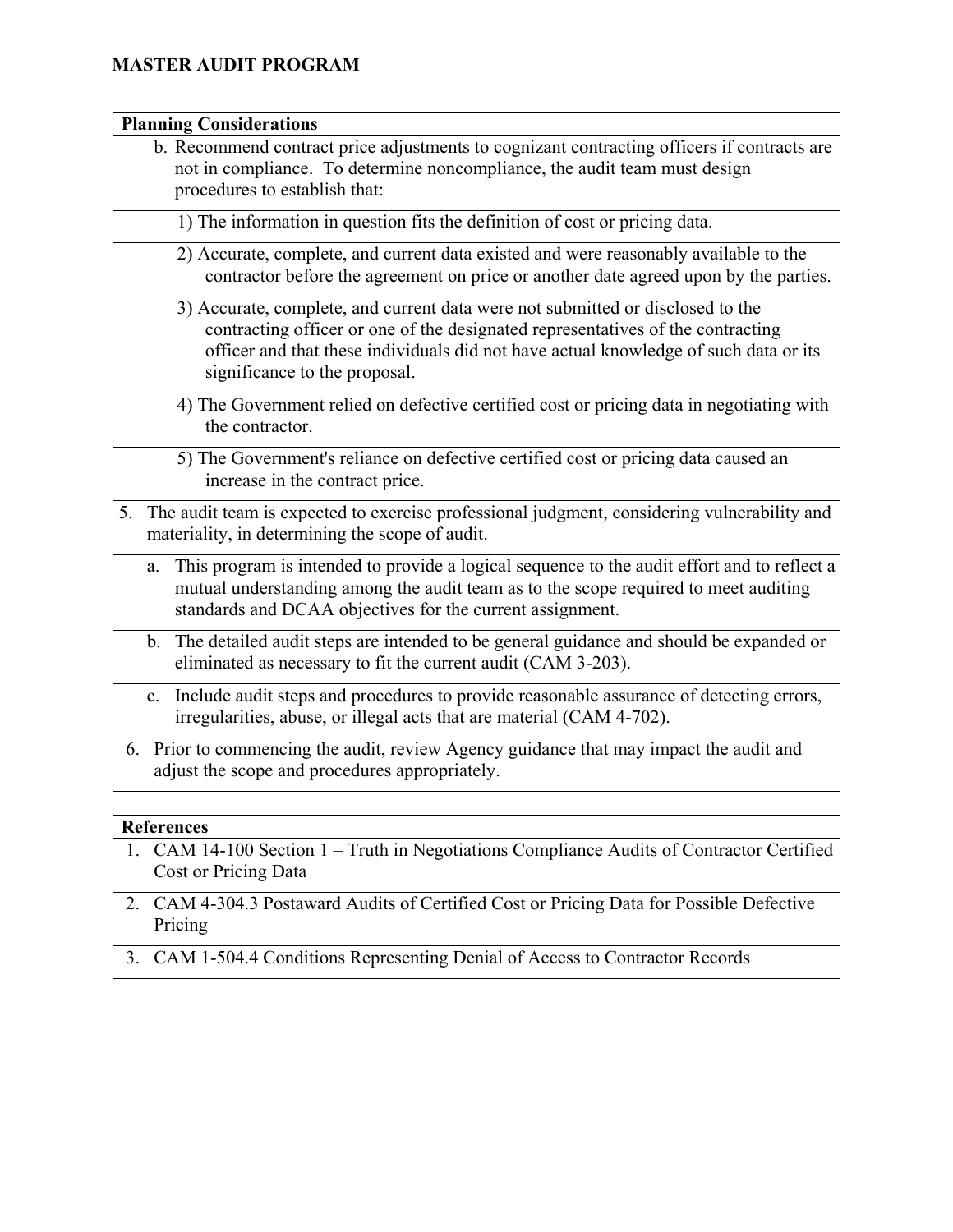## MASTER AUDIT PROGRAM

| **Planning Considerations** |
|---|
| b. Recommend contract price adjustments to cognizant contracting officers if contracts are not in compliance. To determine noncompliance, the audit team must design procedures to establish that: |
| 1) The information in question fits the definition of cost or pricing data. |
| 2) Accurate, complete, and current data existed and were reasonably available to the contractor before the agreement on price or another date agreed upon by the parties. |
| 3) Accurate, complete, and current data were not submitted or disclosed to the contracting officer or one of the designated representatives of the contracting officer and that these individuals did not have actual knowledge of such data or its significance to the proposal. |
| 4) The Government relied on defective certified cost or pricing data in negotiating with the contractor. |
| 5) The Government's reliance on defective certified cost or pricing data caused an increase in the contract price. |
| 5. The audit team is expected to exercise professional judgment, considering vulnerability and materiality, in determining the scope of audit. |
| a. This program is intended to provide a logical sequence to the audit effort and to reflect a mutual understanding among the audit team as to the scope required to meet auditing standards and DCAA objectives for the current assignment. |
| b. The detailed audit steps are intended to be general guidance and should be expanded or eliminated as necessary to fit the current audit (CAM 3-203). |
| c. Include audit steps and procedures to provide reasonable assurance of detecting errors, irregularities, abuse, or illegal acts that are material (CAM 4-702). |
| 6. Prior to commencing the audit, review Agency guidance that may impact the audit and adjust the scope and procedures appropriately. |

| **References** |
|---|
| 1. CAM 14-100 Section 1 – Truth in Negotiations Compliance Audits of Contractor Certified Cost or Pricing Data |
| 2. CAM 4-304.3 Postaward Audits of Certified Cost or Pricing Data for Possible Defective Pricing |
| 3. CAM 1-504.4 Conditions Representing Denial of Access to Contractor Records |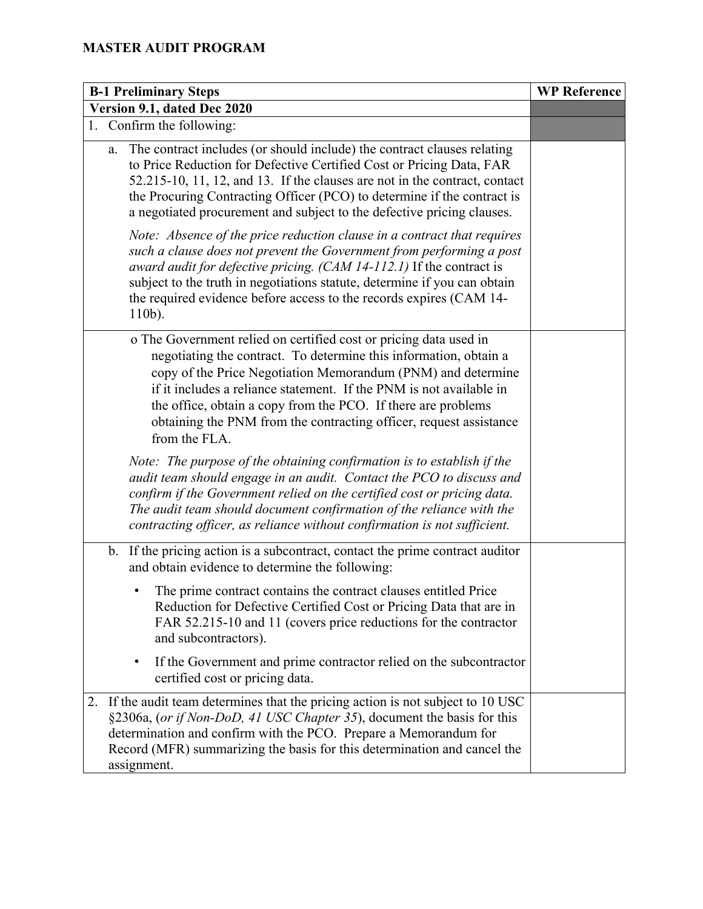# MASTER AUDIT PROGRAM

| B-1 Preliminary Steps | WP Reference |
|---|---|
| **Version 9.1, dated Dec 2020** | |
| 1. Confirm the following: | |
| a. The contract includes (or should include) the contract clauses relating to Price Reduction for Defective Certified Cost or Pricing Data, FAR 52.215-10, 11, 12, and 13. If the clauses are not in the contract, contact the Procuring Contracting Officer (PCO) to determine if the contract is a negotiated procurement and subject to the defective pricing clauses.<br><br>*Note: Absence of the price reduction clause in a contract that requires such a clause does not prevent the Government from performing a post award audit for defective pricing. (CAM 14-112.1)* If the contract is subject to the truth in negotiations statute, determine if you can obtain the required evidence before access to the records expires (CAM 14-110b). | |
| o The Government relied on certified cost or pricing data used in negotiating the contract. To determine this information, obtain a copy of the Price Negotiation Memorandum (PNM) and determine if it includes a reliance statement. If the PNM is not available in the office, obtain a copy from the PCO. If there are problems obtaining the PNM from the contracting officer, request assistance from the FLA.<br><br>*Note: The purpose of the obtaining confirmation is to establish if the audit team should engage in an audit. Contact the PCO to discuss and confirm if the Government relied on the certified cost or pricing data. The audit team should document confirmation of the reliance with the contracting officer, as reliance without confirmation is not sufficient.* | |
| b. If the pricing action is a subcontract, contact the prime contract auditor and obtain evidence to determine the following:<br><br>• The prime contract contains the contract clauses entitled Price Reduction for Defective Certified Cost or Pricing Data that are in FAR 52.215-10 and 11 (covers price reductions for the contractor and subcontractors).<br><br>• If the Government and prime contractor relied on the subcontractor certified cost or pricing data. | |
| 2. If the audit team determines that the pricing action is not subject to 10 USC §2306a, (*or if Non-DoD, 41 USC Chapter 35*), document the basis for this determination and confirm with the PCO. Prepare a Memorandum for Record (MFR) summarizing the basis for this determination and cancel the assignment. | |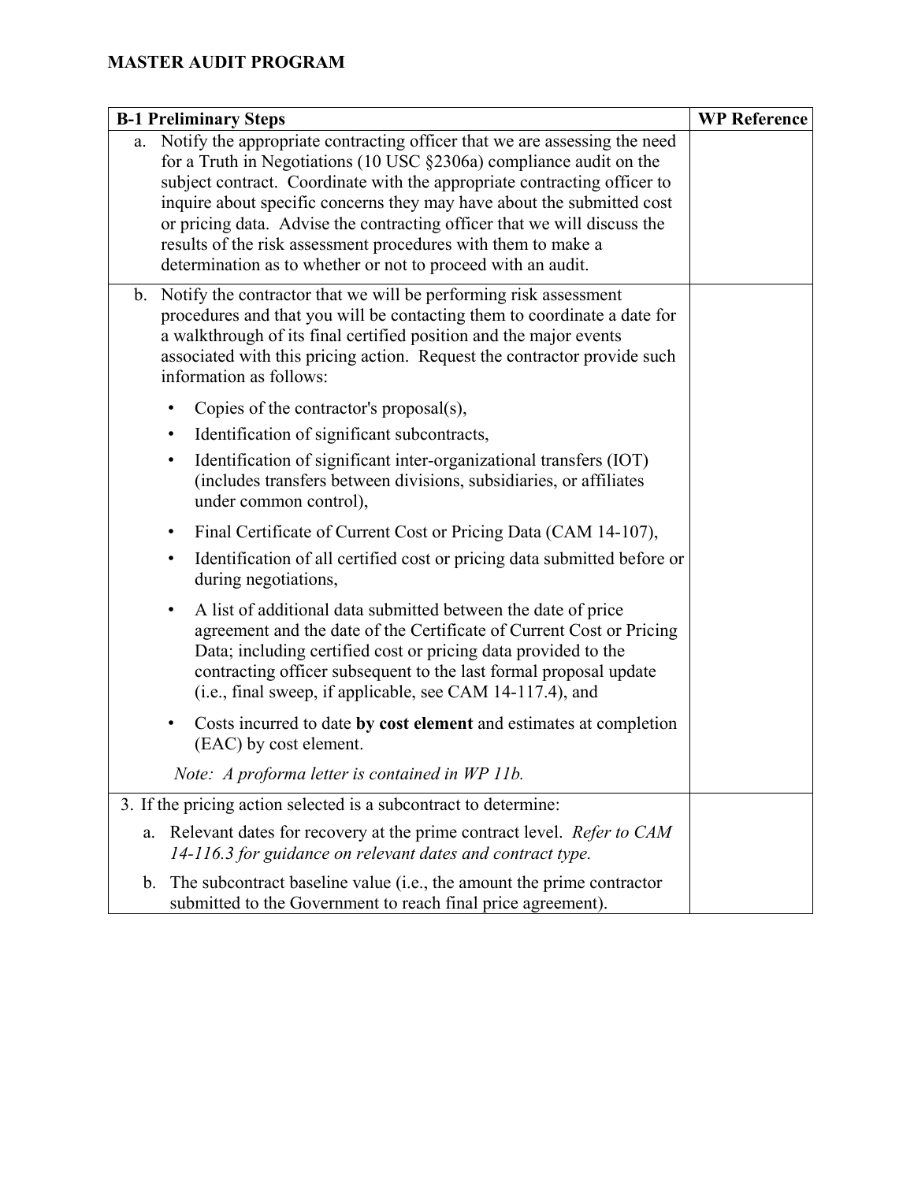**MASTER AUDIT PROGRAM**

| B-1 Preliminary Steps | WP Reference |
|---|---|
| a. Notify the appropriate contracting officer that we are assessing the need for a Truth in Negotiations (10 USC §2306a) compliance audit on the subject contract. Coordinate with the appropriate contracting officer to inquire about specific concerns they may have about the submitted cost or pricing data. Advise the contracting officer that we will discuss the results of the risk assessment procedures with them to make a determination as to whether or not to proceed with an audit. | |
| b. Notify the contractor that we will be performing risk assessment procedures and that you will be contacting them to coordinate a date for a walkthrough of its final certified position and the major events associated with this pricing action. Request the contractor provide such information as follows:<br>• Copies of the contractor's proposal(s),<br>• Identification of significant subcontracts,<br>• Identification of significant inter-organizational transfers (IOT) (includes transfers between divisions, subsidiaries, or affiliates under common control),<br>• Final Certificate of Current Cost or Pricing Data (CAM 14-107),<br>• Identification of all certified cost or pricing data submitted before or during negotiations,<br>• A list of additional data submitted between the date of price agreement and the date of the Certificate of Current Cost or Pricing Data; including certified cost or pricing data provided to the contracting officer subsequent to the last formal proposal update (i.e., final sweep, if applicable, see CAM 14-117.4), and<br>• Costs incurred to date **by cost element** and estimates at completion (EAC) by cost element.<br>*Note: A proforma letter is contained in WP 11b.* | |
| 3. If the pricing action selected is a subcontract to determine:<br>a. Relevant dates for recovery at the prime contract level. *Refer to CAM 14-116.3 for guidance on relevant dates and contract type.*<br>b. The subcontract baseline value (i.e., the amount the prime contractor submitted to the Government to reach final price agreement). | |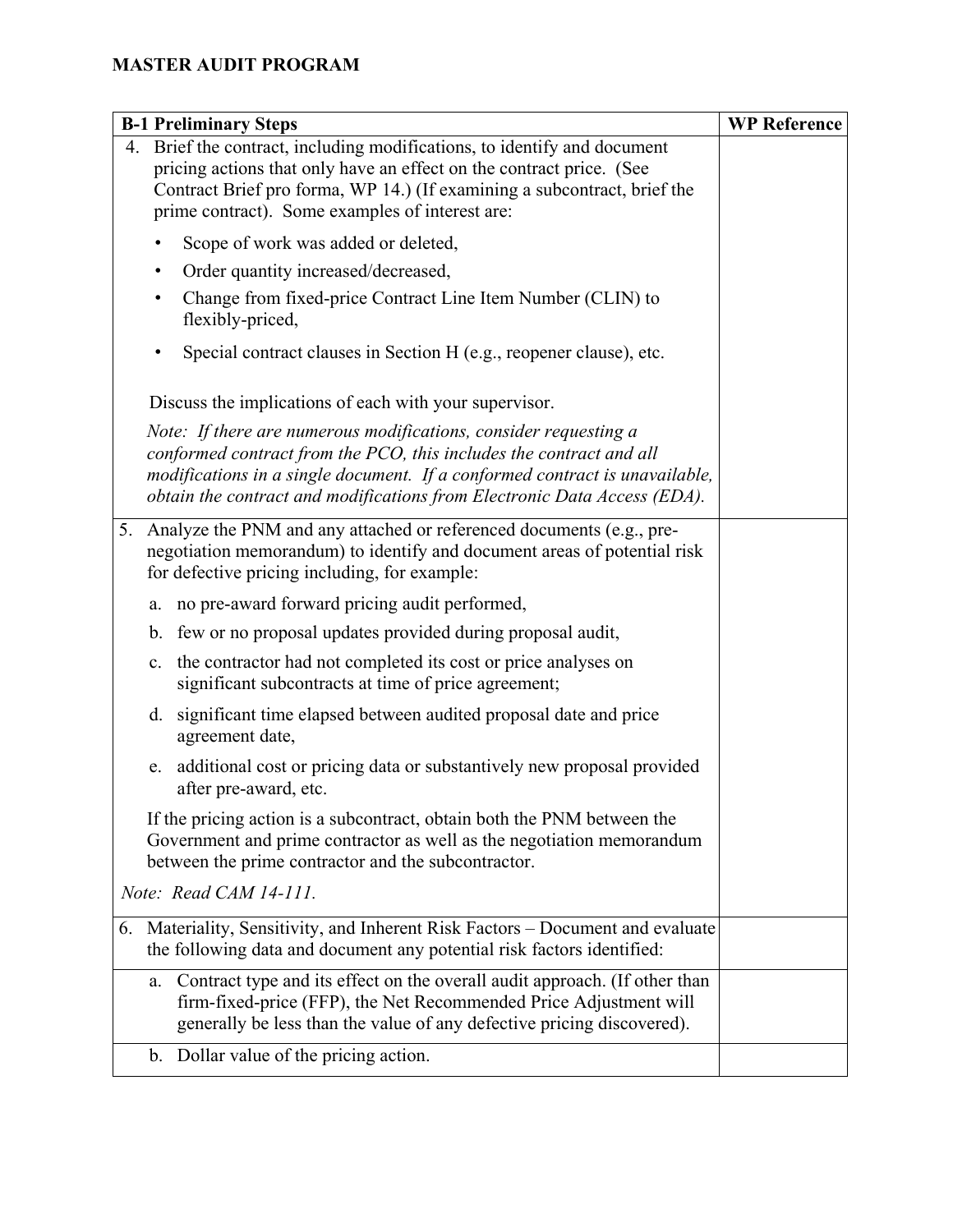# MASTER AUDIT PROGRAM

| B-1 Preliminary Steps | WP Reference |
|---|---|
| 4. Brief the contract, including modifications, to identify and document pricing actions that only have an effect on the contract price. (See Contract Brief pro forma, WP 14.) (If examining a subcontract, brief the prime contract). Some examples of interest are:<br>• Scope of work was added or deleted,<br>• Order quantity increased/decreased,<br>• Change from fixed-price Contract Line Item Number (CLIN) to flexibly-priced,<br>• Special contract clauses in Section H (e.g., reopener clause), etc.<br><br>Discuss the implications of each with your supervisor.<br>*Note: If there are numerous modifications, consider requesting a conformed contract from the PCO, this includes the contract and all modifications in a single document. If a conformed contract is unavailable, obtain the contract and modifications from Electronic Data Access (EDA).* | |
| 5. Analyze the PNM and any attached or referenced documents (e.g., pre-negotiation memorandum) to identify and document areas of potential risk for defective pricing including, for example:<br>a. no pre-award forward pricing audit performed,<br>b. few or no proposal updates provided during proposal audit,<br>c. the contractor had not completed its cost or price analyses on significant subcontracts at time of price agreement;<br>d. significant time elapsed between audited proposal date and price agreement date,<br>e. additional cost or pricing data or substantively new proposal provided after pre-award, etc.<br><br>If the pricing action is a subcontract, obtain both the PNM between the Government and prime contractor as well as the negotiation memorandum between the prime contractor and the subcontractor.<br>*Note: Read CAM 14-111.* | |
| 6. Materiality, Sensitivity, and Inherent Risk Factors – Document and evaluate the following data and document any potential risk factors identified: | |
| a. Contract type and its effect on the overall audit approach. (If other than firm-fixed-price (FFP), the Net Recommended Price Adjustment will generally be less than the value of any defective pricing discovered). | |
| b. Dollar value of the pricing action. | |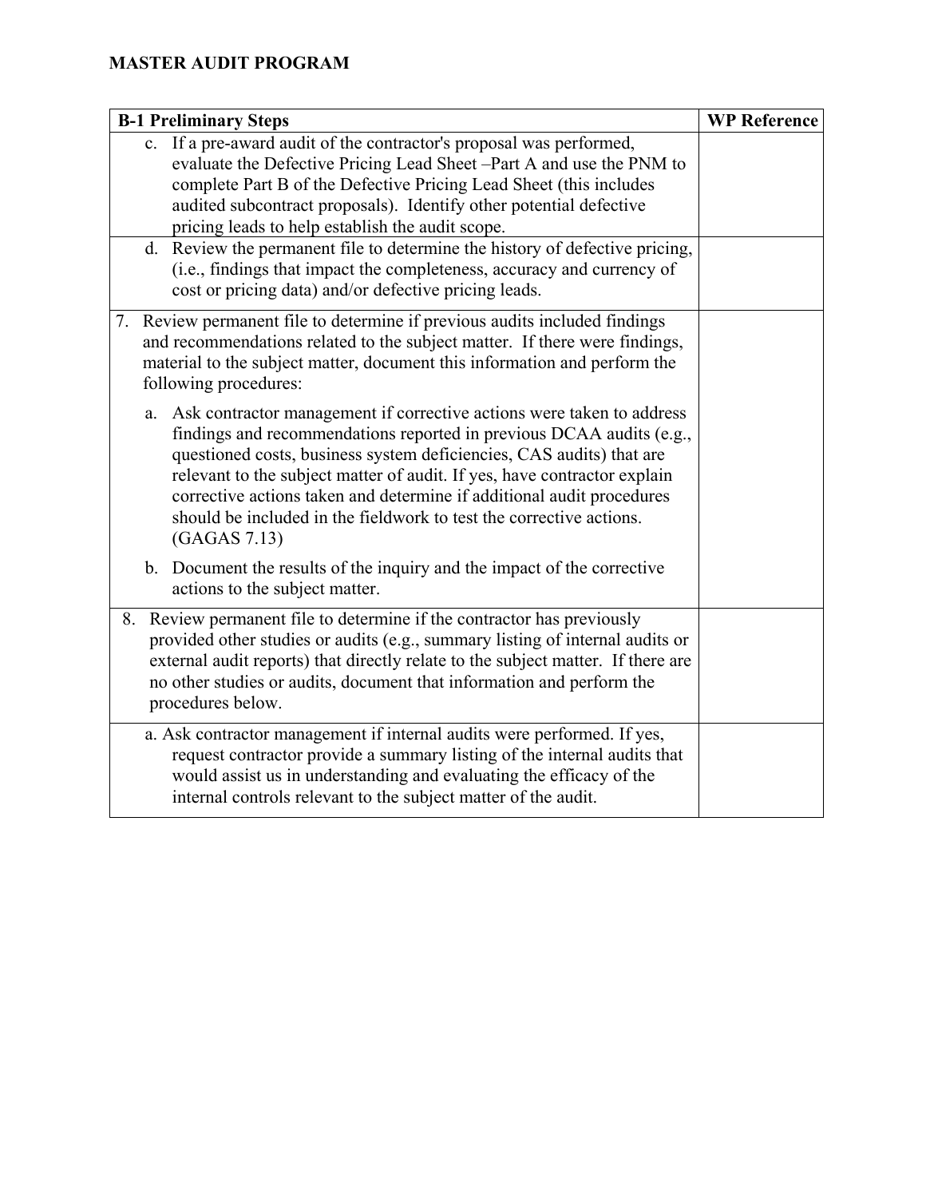**MASTER AUDIT PROGRAM**

| B-1 Preliminary Steps | WP Reference |
|---|---|
| c. If a pre-award audit of the contractor's proposal was performed, evaluate the Defective Pricing Lead Sheet –Part A and use the PNM to complete Part B of the Defective Pricing Lead Sheet (this includes audited subcontract proposals). Identify other potential defective pricing leads to help establish the audit scope. | |
| d. Review the permanent file to determine the history of defective pricing, (i.e., findings that impact the completeness, accuracy and currency of cost or pricing data) and/or defective pricing leads. | |
| 7. Review permanent file to determine if previous audits included findings and recommendations related to the subject matter. If there were findings, material to the subject matter, document this information and perform the following procedures:<br><br>a. Ask contractor management if corrective actions were taken to address findings and recommendations reported in previous DCAA audits (e.g., questioned costs, business system deficiencies, CAS audits) that are relevant to the subject matter of audit. If yes, have contractor explain corrective actions taken and determine if additional audit procedures should be included in the fieldwork to test the corrective actions. (GAGAS 7.13)<br><br>b. Document the results of the inquiry and the impact of the corrective actions to the subject matter. | |
| 8. Review permanent file to determine if the contractor has previously provided other studies or audits (e.g., summary listing of internal audits or external audit reports) that directly relate to the subject matter. If there are no other studies or audits, document that information and perform the procedures below. | |
| a. Ask contractor management if internal audits were performed. If yes, request contractor provide a summary listing of the internal audits that would assist us in understanding and evaluating the efficacy of the internal controls relevant to the subject matter of the audit. | |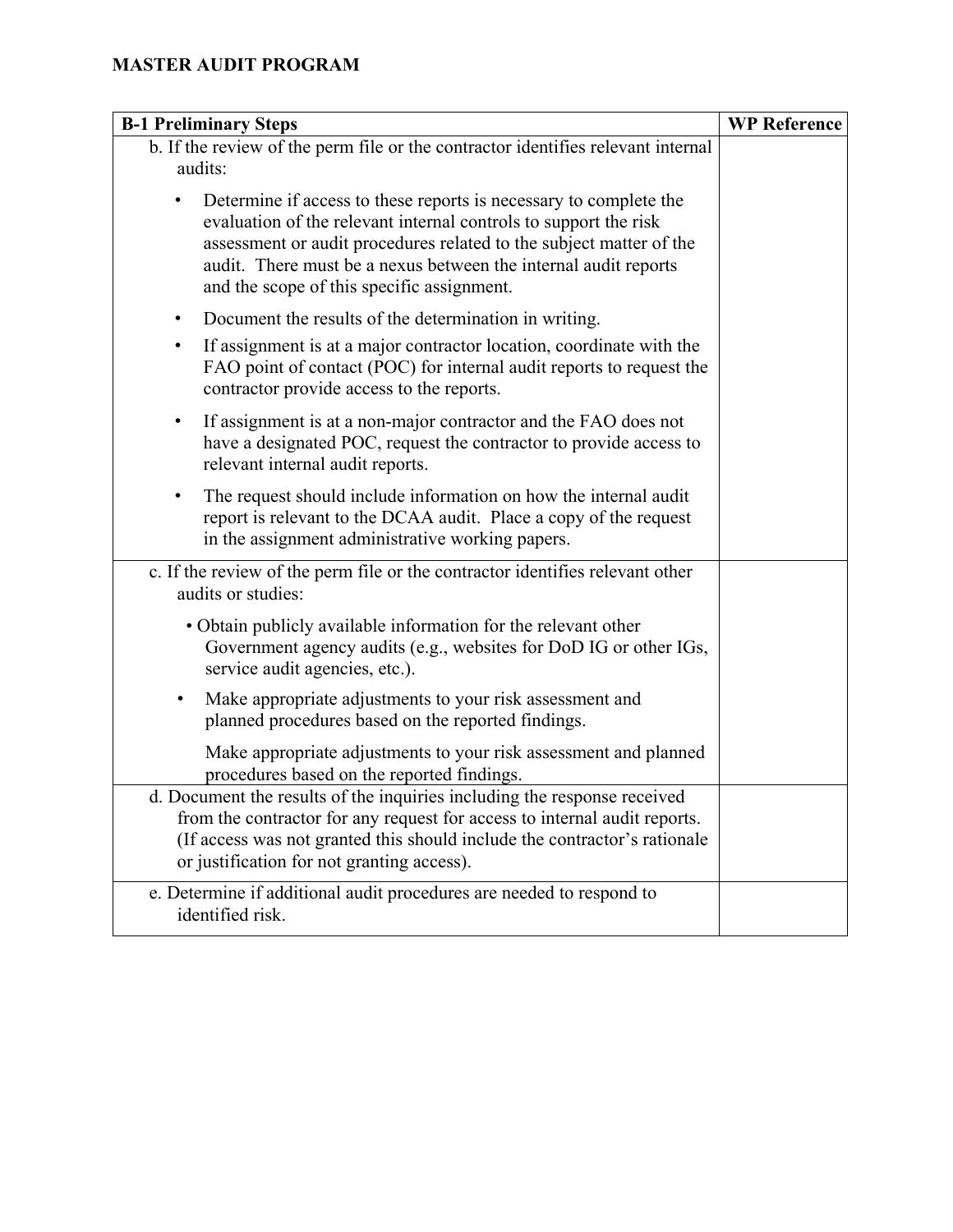**MASTER AUDIT PROGRAM**

| B-1 Preliminary Steps | WP Reference |
|---|---|
| b. If the review of the perm file or the contractor identifies relevant internal audits:<br>• Determine if access to these reports is necessary to complete the evaluation of the relevant internal controls to support the risk assessment or audit procedures related to the subject matter of the audit. There must be a nexus between the internal audit reports and the scope of this specific assignment.<br>• Document the results of the determination in writing.<br>• If assignment is at a major contractor location, coordinate with the FAO point of contact (POC) for internal audit reports to request the contractor provide access to the reports.<br>• If assignment is at a non-major contractor and the FAO does not have a designated POC, request the contractor to provide access to relevant internal audit reports.<br>• The request should include information on how the internal audit report is relevant to the DCAA audit. Place a copy of the request in the assignment administrative working papers. | |
| c. If the review of the perm file or the contractor identifies relevant other audits or studies:<br>• Obtain publicly available information for the relevant other Government agency audits (e.g., websites for DoD IG or other IGs, service audit agencies, etc.).<br>• Make appropriate adjustments to your risk assessment and planned procedures based on the reported findings.<br>Make appropriate adjustments to your risk assessment and planned procedures based on the reported findings. | |
| d. Document the results of the inquiries including the response received from the contractor for any request for access to internal audit reports. (If access was not granted this should include the contractor's rationale or justification for not granting access). | |
| e. Determine if additional audit procedures are needed to respond to identified risk. | |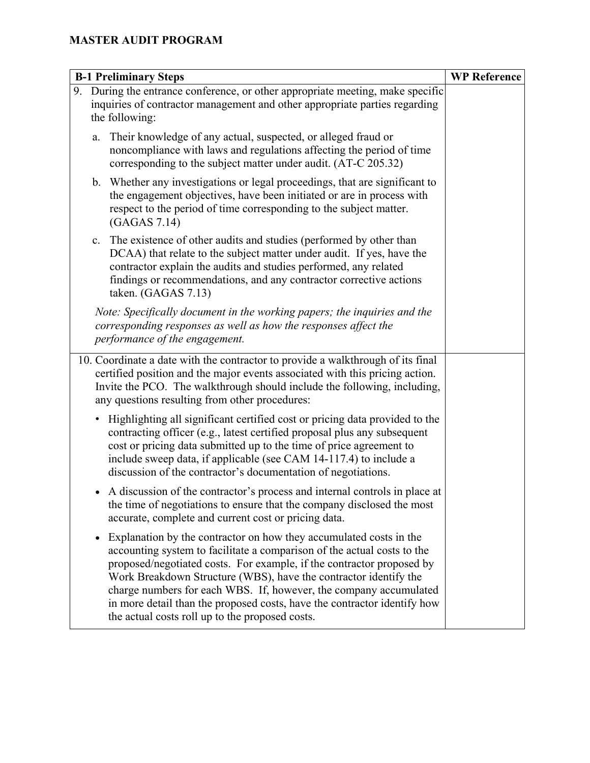**MASTER AUDIT PROGRAM**

| B-1 Preliminary Steps | WP Reference |
|---|---|
| 9. During the entrance conference, or other appropriate meeting, make specific inquiries of contractor management and other appropriate parties regarding the following:<br><br>a. Their knowledge of any actual, suspected, or alleged fraud or noncompliance with laws and regulations affecting the period of time corresponding to the subject matter under audit. (AT-C 205.32)<br><br>b. Whether any investigations or legal proceedings, that are significant to the engagement objectives, have been initiated or are in process with respect to the period of time corresponding to the subject matter. (GAGAS 7.14)<br><br>c. The existence of other audits and studies (performed by other than DCAA) that relate to the subject matter under audit. If yes, have the contractor explain the audits and studies performed, any related findings or recommendations, and any contractor corrective actions taken. (GAGAS 7.13)<br><br>*Note: Specifically document in the working papers; the inquiries and the corresponding responses as well as how the responses affect the performance of the engagement.* | |
| 10. Coordinate a date with the contractor to provide a walkthrough of its final certified position and the major events associated with this pricing action. Invite the PCO. The walkthrough should include the following, including, any questions resulting from other procedures:<br><br>• Highlighting all significant certified cost or pricing data provided to the contracting officer (e.g., latest certified proposal plus any subsequent cost or pricing data submitted up to the time of price agreement to include sweep data, if applicable (see CAM 14-117.4) to include a discussion of the contractor's documentation of negotiations.<br><br>• A discussion of the contractor's process and internal controls in place at the time of negotiations to ensure that the company disclosed the most accurate, complete and current cost or pricing data.<br><br>• Explanation by the contractor on how they accumulated costs in the accounting system to facilitate a comparison of the actual costs to the proposed/negotiated costs. For example, if the contractor proposed by Work Breakdown Structure (WBS), have the contractor identify the charge numbers for each WBS. If, however, the company accumulated in more detail than the proposed costs, have the contractor identify how the actual costs roll up to the proposed costs. | |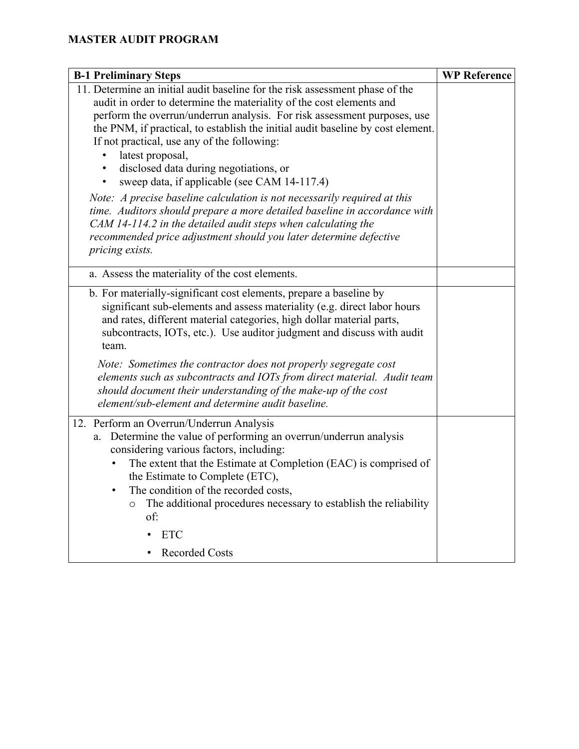**MASTER AUDIT PROGRAM**

| B-1 Preliminary Steps | WP Reference |
|---|---|
| 11. Determine an initial audit baseline for the risk assessment phase of the audit in order to determine the materiality of the cost elements and perform the overrun/underrun analysis. For risk assessment purposes, use the PNM, if practical, to establish the initial audit baseline by cost element. If not practical, use any of the following:<br>• latest proposal,<br>• disclosed data during negotiations, or<br>• sweep data, if applicable (see CAM 14-117.4)<br><br>*Note: A precise baseline calculation is not necessarily required at this time. Auditors should prepare a more detailed baseline in accordance with CAM 14-114.2 in the detailed audit steps when calculating the recommended price adjustment should you later determine defective pricing exists.* | |
| a. Assess the materiality of the cost elements. | |
| b. For materially-significant cost elements, prepare a baseline by significant sub-elements and assess materiality (e.g. direct labor hours and rates, different material categories, high dollar material parts, subcontracts, IOTs, etc.). Use auditor judgment and discuss with audit team.<br><br>*Note: Sometimes the contractor does not properly segregate cost elements such as subcontracts and IOTs from direct material. Audit team should document their understanding of the make-up of the cost element/sub-element and determine audit baseline.* | |
| 12. Perform an Overrun/Underrun Analysis<br>a. Determine the value of performing an overrun/underrun analysis considering various factors, including:<br>• The extent that the Estimate at Completion (EAC) is comprised of the Estimate to Complete (ETC),<br>• The condition of the recorded costs,<br>o The additional procedures necessary to establish the reliability of:<br>▪ ETC<br>▪ Recorded Costs | |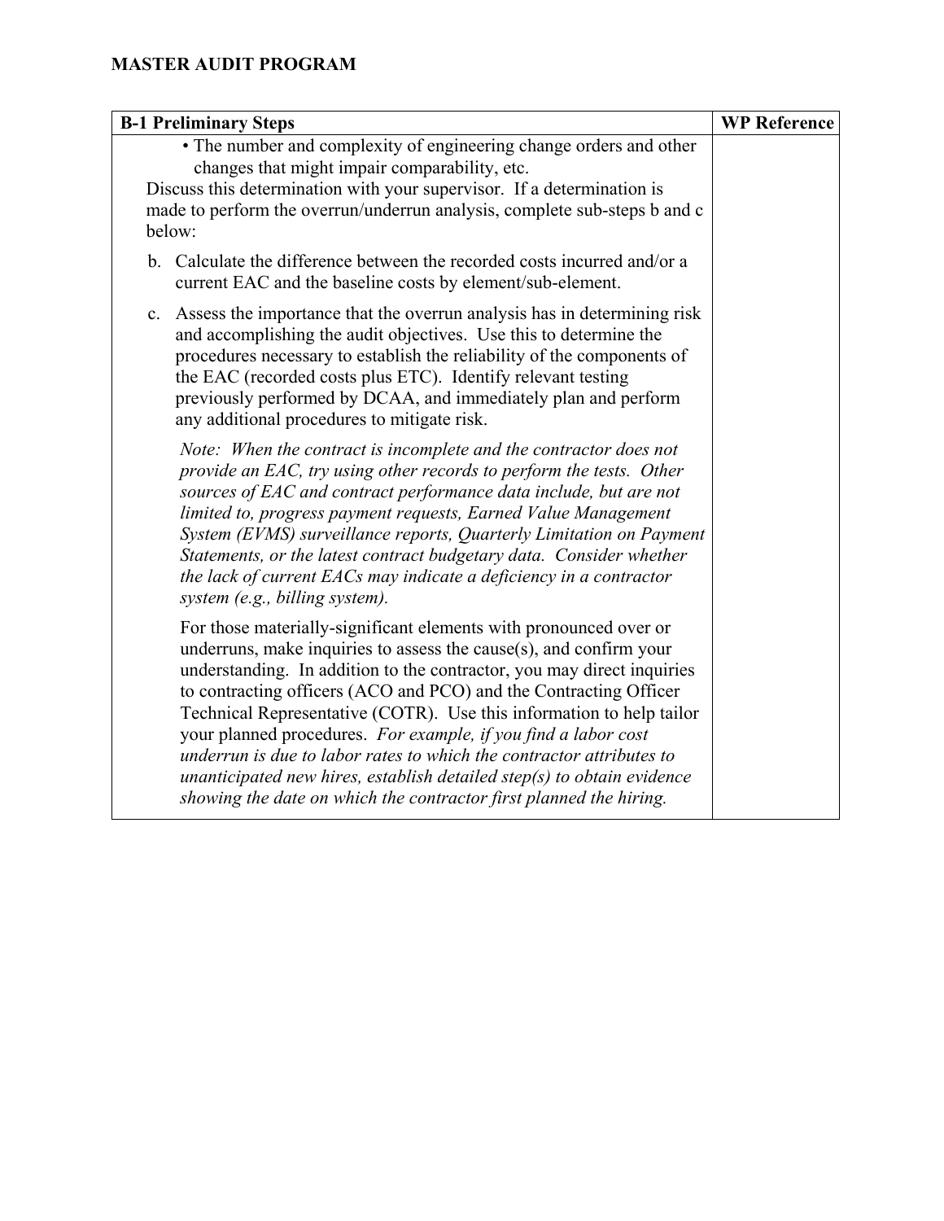**MASTER AUDIT PROGRAM**

| B-1 Preliminary Steps | WP Reference |
|---|---|
| • The number and complexity of engineering change orders and other changes that might impair comparability, etc.<br>Discuss this determination with your supervisor. If a determination is made to perform the overrun/underrun analysis, complete sub-steps b and c below:<br><br>b. Calculate the difference between the recorded costs incurred and/or a current EAC and the baseline costs by element/sub-element.<br><br>c. Assess the importance that the overrun analysis has in determining risk and accomplishing the audit objectives. Use this to determine the procedures necessary to establish the reliability of the components of the EAC (recorded costs plus ETC). Identify relevant testing previously performed by DCAA, and immediately plan and perform any additional procedures to mitigate risk.<br><br>*Note: When the contract is incomplete and the contractor does not provide an EAC, try using other records to perform the tests. Other sources of EAC and contract performance data include, but are not limited to, progress payment requests, Earned Value Management System (EVMS) surveillance reports, Quarterly Limitation on Payment Statements, or the latest contract budgetary data. Consider whether the lack of current EACs may indicate a deficiency in a contractor system (e.g., billing system).*<br><br>For those materially-significant elements with pronounced over or underruns, make inquiries to assess the cause(s), and confirm your understanding. In addition to the contractor, you may direct inquiries to contracting officers (ACO and PCO) and the Contracting Officer Technical Representative (COTR). Use this information to help tailor your planned procedures. *For example, if you find a labor cost underrun is due to labor rates to which the contractor attributes to unanticipated new hires, establish detailed step(s) to obtain evidence showing the date on which the contractor first planned the hiring.* | |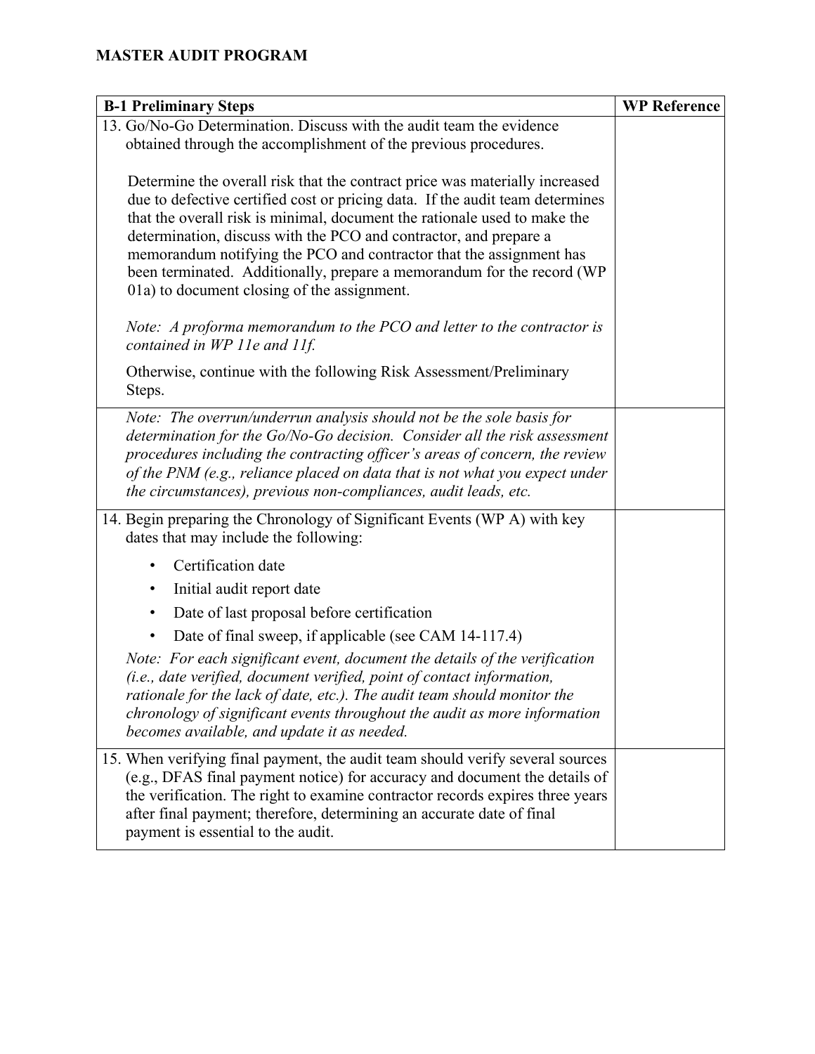**MASTER AUDIT PROGRAM**

| B-1 Preliminary Steps | WP Reference |
|---|---|
| 13. Go/No-Go Determination. Discuss with the audit team the evidence obtained through the accomplishment of the previous procedures.<br><br>Determine the overall risk that the contract price was materially increased due to defective certified cost or pricing data. If the audit team determines that the overall risk is minimal, document the rationale used to make the determination, discuss with the PCO and contractor, and prepare a memorandum notifying the PCO and contractor that the assignment has been terminated. Additionally, prepare a memorandum for the record (WP 01a) to document closing of the assignment.<br><br>*Note: A proforma memorandum to the PCO and letter to the contractor is contained in WP 11e and 11f.*<br><br>Otherwise, continue with the following Risk Assessment/Preliminary Steps. | |
| *Note: The overrun/underrun analysis should not be the sole basis for determination for the Go/No-Go decision. Consider all the risk assessment procedures including the contracting officer's areas of concern, the review of the PNM (e.g., reliance placed on data that is not what you expect under the circumstances), previous non-compliances, audit leads, etc.* | |
| 14. Begin preparing the Chronology of Significant Events (WP A) with key dates that may include the following:<br>• Certification date<br>• Initial audit report date<br>• Date of last proposal before certification<br>• Date of final sweep, if applicable (see CAM 14-117.4)<br><br>*Note: For each significant event, document the details of the verification (i.e., date verified, document verified, point of contact information, rationale for the lack of date, etc.). The audit team should monitor the chronology of significant events throughout the audit as more information becomes available, and update it as needed.* | |
| 15. When verifying final payment, the audit team should verify several sources (e.g., DFAS final payment notice) for accuracy and document the details of the verification. The right to examine contractor records expires three years after final payment; therefore, determining an accurate date of final payment is essential to the audit. | |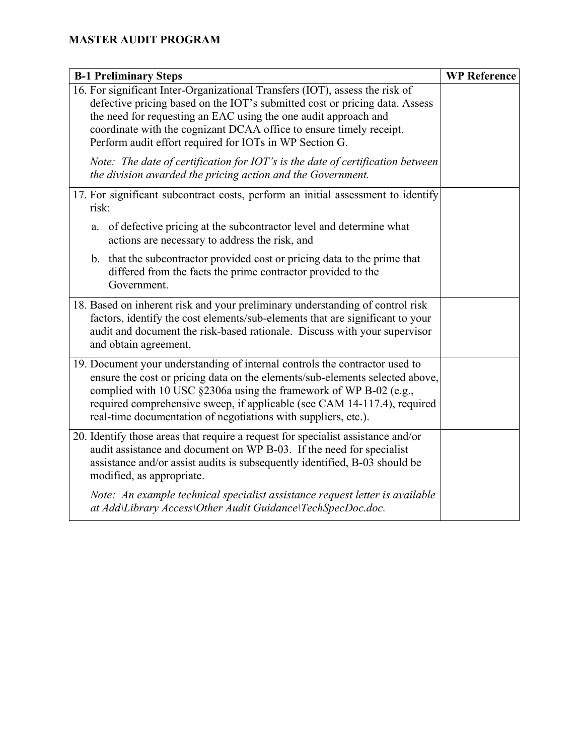**MASTER AUDIT PROGRAM**

| B-1 Preliminary Steps | WP Reference |
|---|---|
| 16. For significant Inter-Organizational Transfers (IOT), assess the risk of defective pricing based on the IOT's submitted cost or pricing data. Assess the need for requesting an EAC using the one audit approach and coordinate with the cognizant DCAA office to ensure timely receipt. Perform audit effort required for IOTs in WP Section G.<br><br>*Note: The date of certification for IOT's is the date of certification between the division awarded the pricing action and the Government.* | |
| 17. For significant subcontract costs, perform an initial assessment to identify risk:<br><br>a. of defective pricing at the subcontractor level and determine what actions are necessary to address the risk, and<br><br>b. that the subcontractor provided cost or pricing data to the prime that differed from the facts the prime contractor provided to the Government. | |
| 18. Based on inherent risk and your preliminary understanding of control risk factors, identify the cost elements/sub-elements that are significant to your audit and document the risk-based rationale. Discuss with your supervisor and obtain agreement. | |
| 19. Document your understanding of internal controls the contractor used to ensure the cost or pricing data on the elements/sub-elements selected above, complied with 10 USC §2306a using the framework of WP B-02 (e.g., required comprehensive sweep, if applicable (see CAM 14-117.4), required real-time documentation of negotiations with suppliers, etc.). | |
| 20. Identify those areas that require a request for specialist assistance and/or audit assistance and document on WP B-03. If the need for specialist assistance and/or assist audits is subsequently identified, B-03 should be modified, as appropriate.<br><br>*Note: An example technical specialist assistance request letter is available at Add\Library Access\Other Audit Guidance\TechSpecDoc.doc.* | |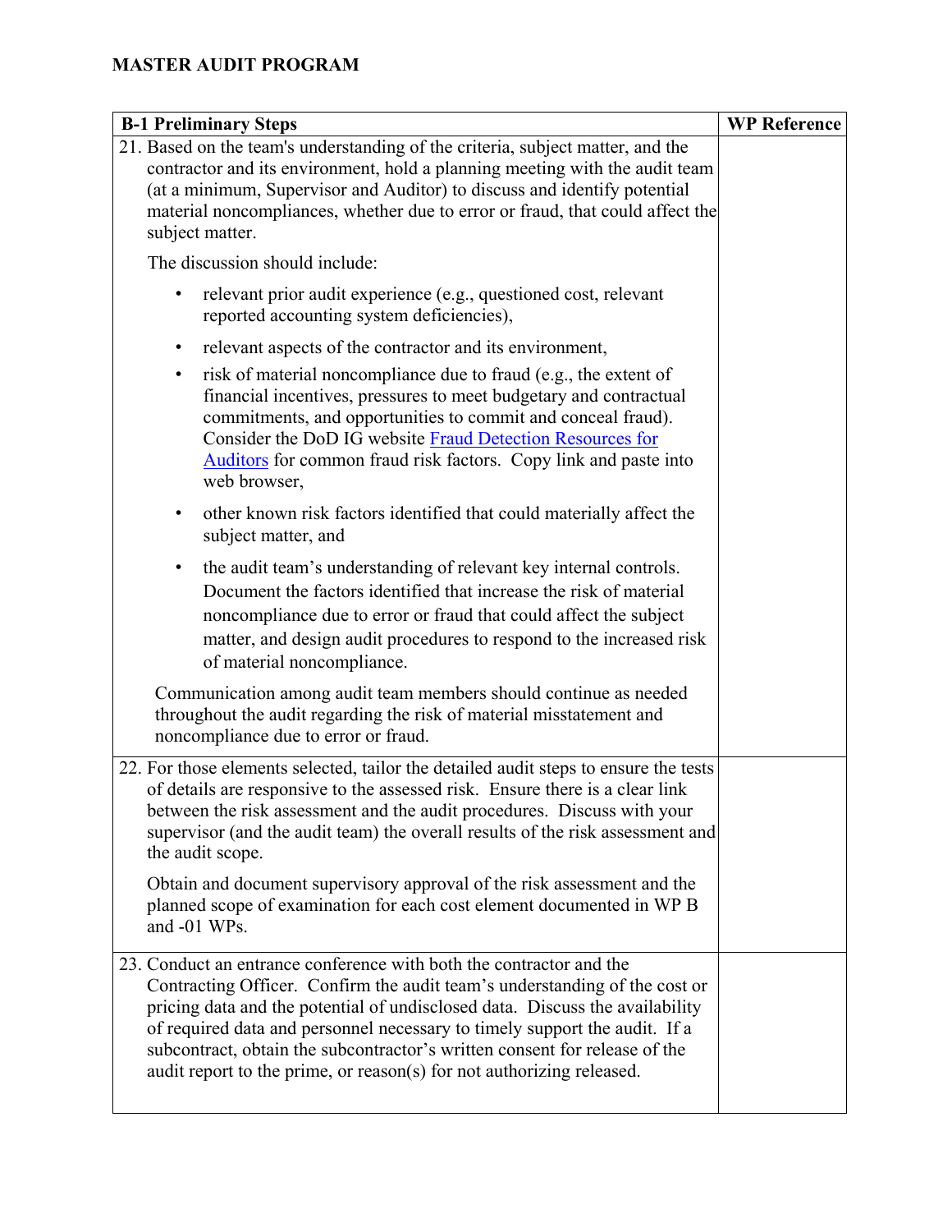**MASTER AUDIT PROGRAM**

| B-1 Preliminary Steps | WP Reference |
|---|---|
| 21. Based on the team's understanding of the criteria, subject matter, and the contractor and its environment, hold a planning meeting with the audit team (at a minimum, Supervisor and Auditor) to discuss and identify potential material noncompliances, whether due to error or fraud, that could affect the subject matter.<br><br>The discussion should include:<br><br>• relevant prior audit experience (e.g., questioned cost, relevant reported accounting system deficiencies),<br>• relevant aspects of the contractor and its environment,<br>• risk of material noncompliance due to fraud (e.g., the extent of financial incentives, pressures to meet budgetary and contractual commitments, and opportunities to commit and conceal fraud). Consider the DoD IG website [Fraud Detection Resources for Auditors] for common fraud risk factors. Copy link and paste into web browser,<br>• other known risk factors identified that could materially affect the subject matter, and<br>• the audit team's understanding of relevant key internal controls. Document the factors identified that increase the risk of material noncompliance due to error or fraud that could affect the subject matter, and design audit procedures to respond to the increased risk of material noncompliance.<br><br>Communication among audit team members should continue as needed throughout the audit regarding the risk of material misstatement and noncompliance due to error or fraud. | |
| 22. For those elements selected, tailor the detailed audit steps to ensure the tests of details are responsive to the assessed risk. Ensure there is a clear link between the risk assessment and the audit procedures. Discuss with your supervisor (and the audit team) the overall results of the risk assessment and the audit scope.<br><br>Obtain and document supervisory approval of the risk assessment and the planned scope of examination for each cost element documented in WP B and -01 WPs. | |
| 23. Conduct an entrance conference with both the contractor and the Contracting Officer. Confirm the audit team's understanding of the cost or pricing data and the potential of undisclosed data. Discuss the availability of required data and personnel necessary to timely support the audit. If a subcontract, obtain the subcontractor's written consent for release of the audit report to the prime, or reason(s) for not authorizing released. | |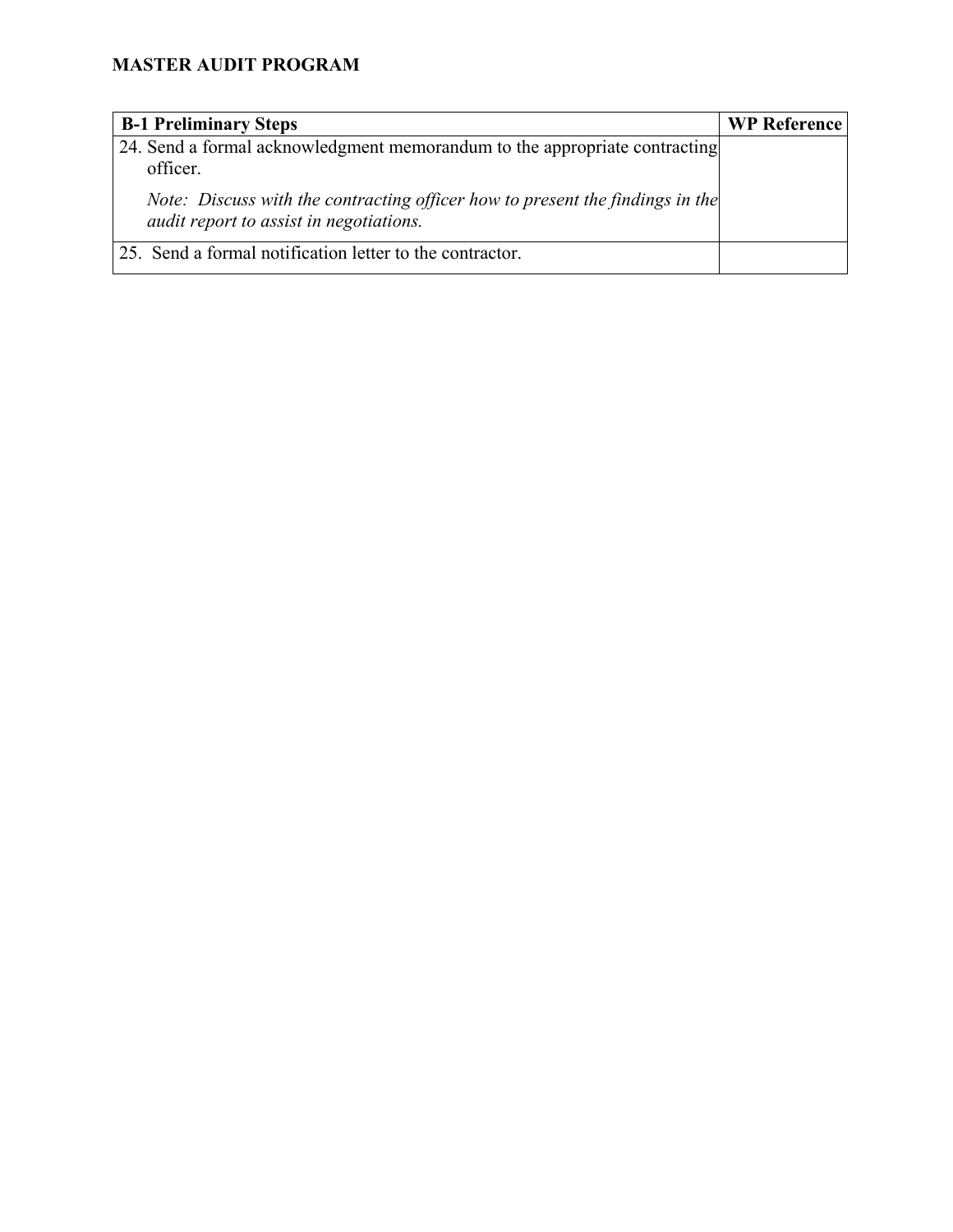**MASTER AUDIT PROGRAM**

| B-1 Preliminary Steps | WP Reference |
|---|---|
| 24. Send a formal acknowledgment memorandum to the appropriate contracting officer.<br><br>*Note: Discuss with the contracting officer how to present the findings in the audit report to assist in negotiations.* | |
| 25. Send a formal notification letter to the contractor. | |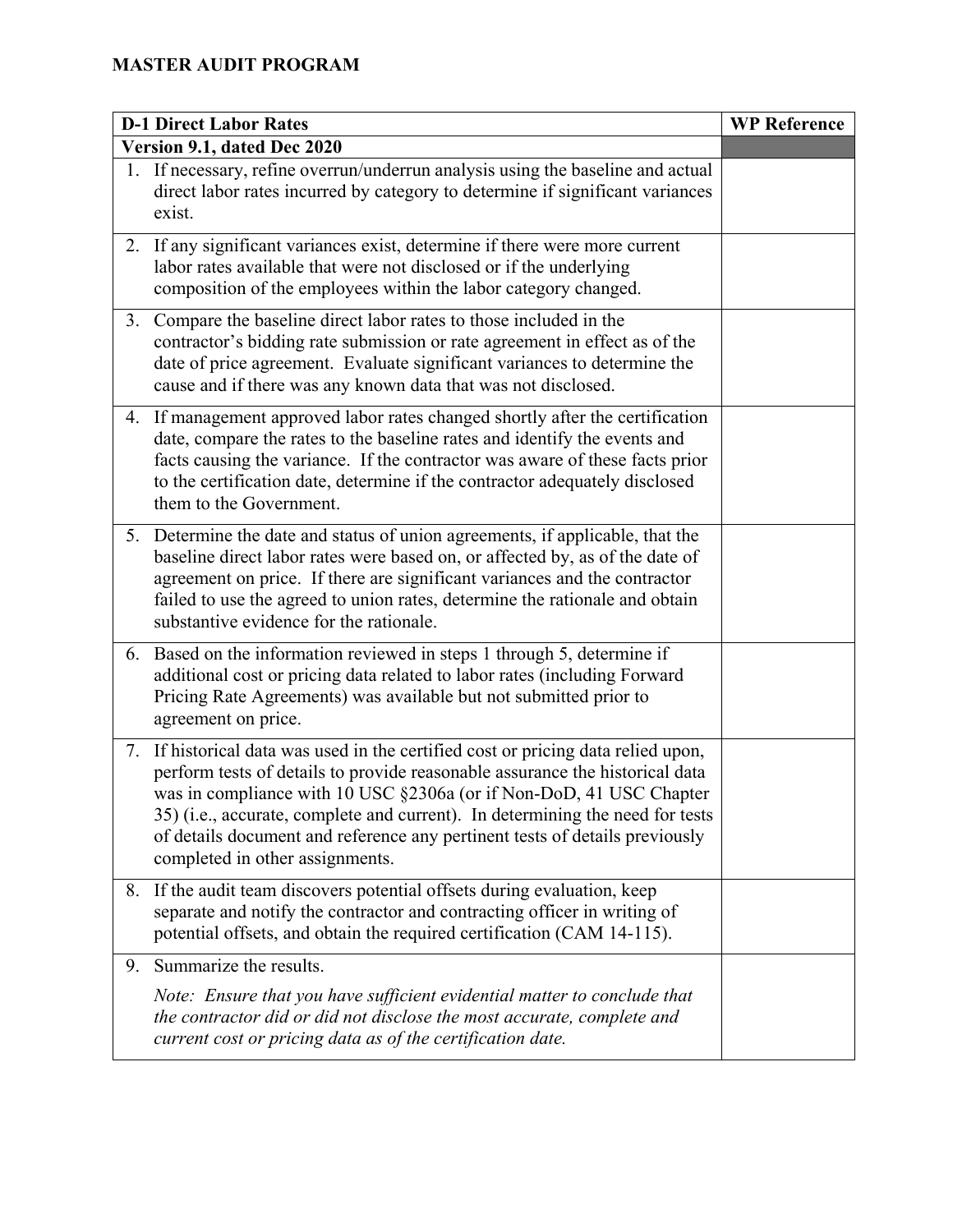**MASTER AUDIT PROGRAM**

| D-1 Direct Labor Rates | WP Reference |
|---|---|
| **Version 9.1, dated Dec 2020** | |
| 1. If necessary, refine overrun/underrun analysis using the baseline and actual direct labor rates incurred by category to determine if significant variances exist. | |
| 2. If any significant variances exist, determine if there were more current labor rates available that were not disclosed or if the underlying composition of the employees within the labor category changed. | |
| 3. Compare the baseline direct labor rates to those included in the contractor's bidding rate submission or rate agreement in effect as of the date of price agreement. Evaluate significant variances to determine the cause and if there was any known data that was not disclosed. | |
| 4. If management approved labor rates changed shortly after the certification date, compare the rates to the baseline rates and identify the events and facts causing the variance. If the contractor was aware of these facts prior to the certification date, determine if the contractor adequately disclosed them to the Government. | |
| 5. Determine the date and status of union agreements, if applicable, that the baseline direct labor rates were based on, or affected by, as of the date of agreement on price. If there are significant variances and the contractor failed to use the agreed to union rates, determine the rationale and obtain substantive evidence for the rationale. | |
| 6. Based on the information reviewed in steps 1 through 5, determine if additional cost or pricing data related to labor rates (including Forward Pricing Rate Agreements) was available but not submitted prior to agreement on price. | |
| 7. If historical data was used in the certified cost or pricing data relied upon, perform tests of details to provide reasonable assurance the historical data was in compliance with 10 USC §2306a (or if Non-DoD, 41 USC Chapter 35) (i.e., accurate, complete and current). In determining the need for tests of details document and reference any pertinent tests of details previously completed in other assignments. | |
| 8. If the audit team discovers potential offsets during evaluation, keep separate and notify the contractor and contracting officer in writing of potential offsets, and obtain the required certification (CAM 14-115). | |
| 9. Summarize the results. <br><br> *Note: Ensure that you have sufficient evidential matter to conclude that the contractor did or did not disclose the most accurate, complete and current cost or pricing data as of the certification date.* | |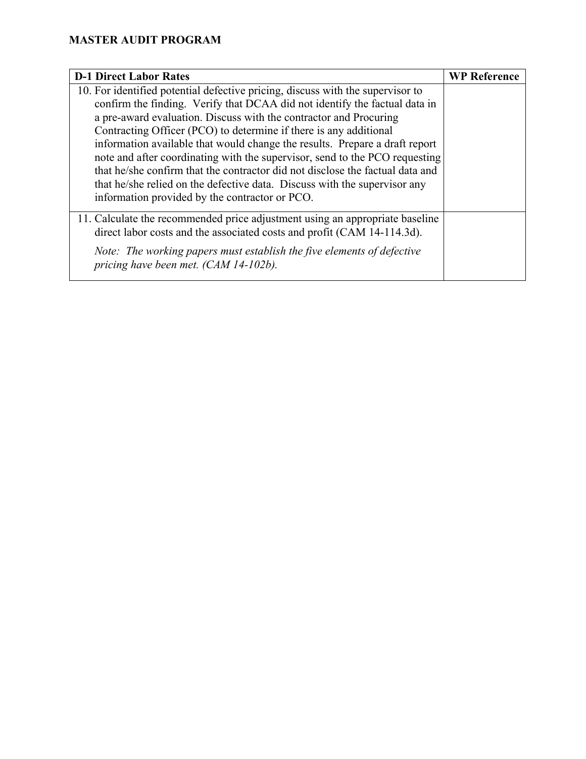**MASTER AUDIT PROGRAM**

| D-1 Direct Labor Rates | WP Reference |
|---|---|
| 10. For identified potential defective pricing, discuss with the supervisor to confirm the finding. Verify that DCAA did not identify the factual data in a pre-award evaluation. Discuss with the contractor and Procuring Contracting Officer (PCO) to determine if there is any additional information available that would change the results. Prepare a draft report note and after coordinating with the supervisor, send to the PCO requesting that he/she confirm that the contractor did not disclose the factual data and that he/she relied on the defective data. Discuss with the supervisor any information provided by the contractor or PCO. | |
| 11. Calculate the recommended price adjustment using an appropriate baseline direct labor costs and the associated costs and profit (CAM 14-114.3d).<br><br>*Note: The working papers must establish the five elements of defective pricing have been met. (CAM 14-102b).* | |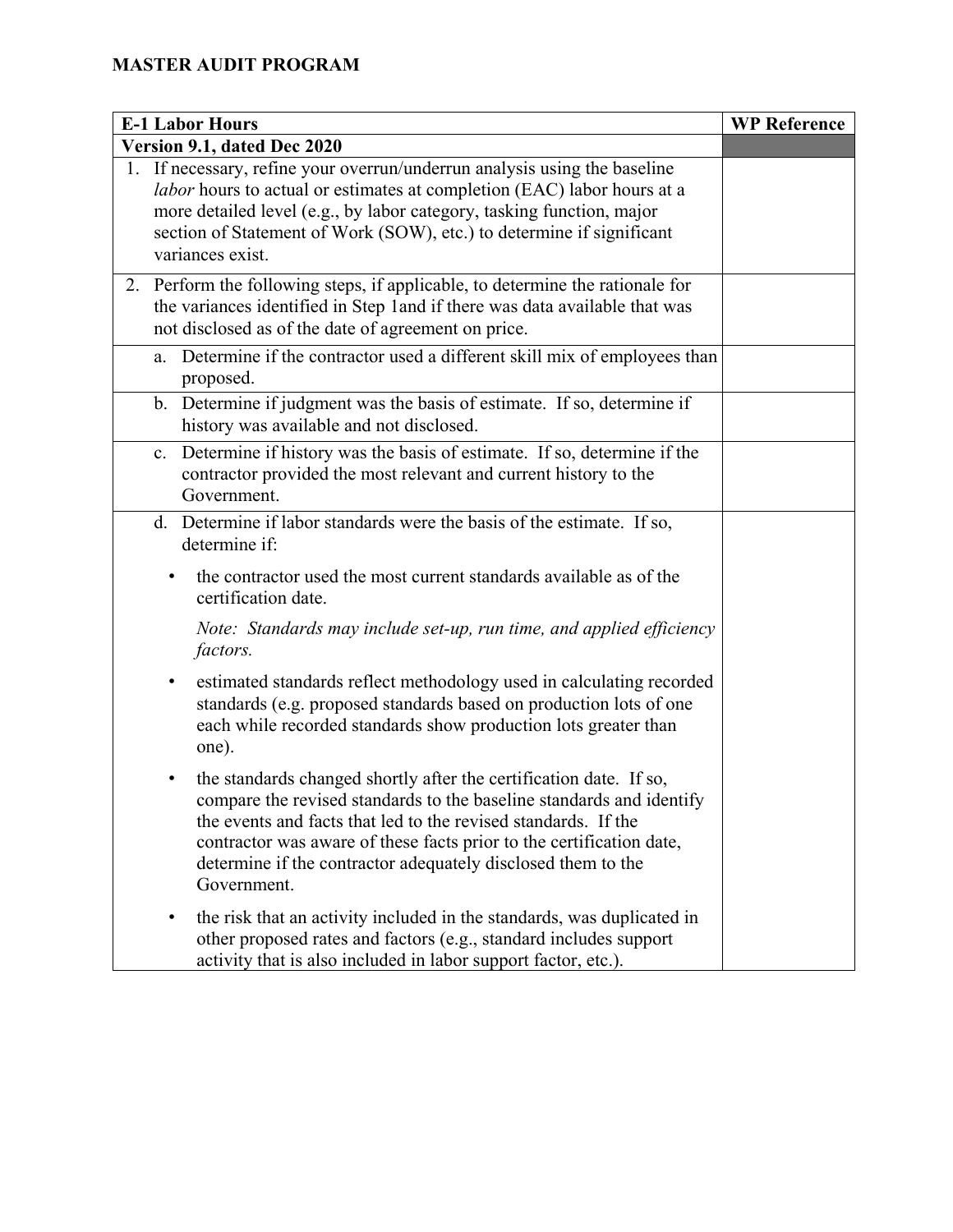## MASTER AUDIT PROGRAM

| E-1 Labor Hours | WP Reference |
|---|---|
| **Version 9.1, dated Dec 2020** | |
| 1. If necessary, refine your overrun/underrun analysis using the baseline *labor* hours to actual or estimates at completion (EAC) labor hours at a more detailed level (e.g., by labor category, tasking function, major section of Statement of Work (SOW), etc.) to determine if significant variances exist. | |
| 2. Perform the following steps, if applicable, to determine the rationale for the variances identified in Step 1and if there was data available that was not disclosed as of the date of agreement on price. | |
| a. Determine if the contractor used a different skill mix of employees than proposed. | |
| b. Determine if judgment was the basis of estimate. If so, determine if history was available and not disclosed. | |
| c. Determine if history was the basis of estimate. If so, determine if the contractor provided the most relevant and current history to the Government. | |
| d. Determine if labor standards were the basis of the estimate. If so, determine if: <br>• the contractor used the most current standards available as of the certification date. <br>*Note: Standards may include set-up, run time, and applied efficiency factors.* <br>• estimated standards reflect methodology used in calculating recorded standards (e.g. proposed standards based on production lots of one each while recorded standards show production lots greater than one). <br>• the standards changed shortly after the certification date. If so, compare the revised standards to the baseline standards and identify the events and facts that led to the revised standards. If the contractor was aware of these facts prior to the certification date, determine if the contractor adequately disclosed them to the Government. <br>• the risk that an activity included in the standards, was duplicated in other proposed rates and factors (e.g., standard includes support activity that is also included in labor support factor, etc.). | |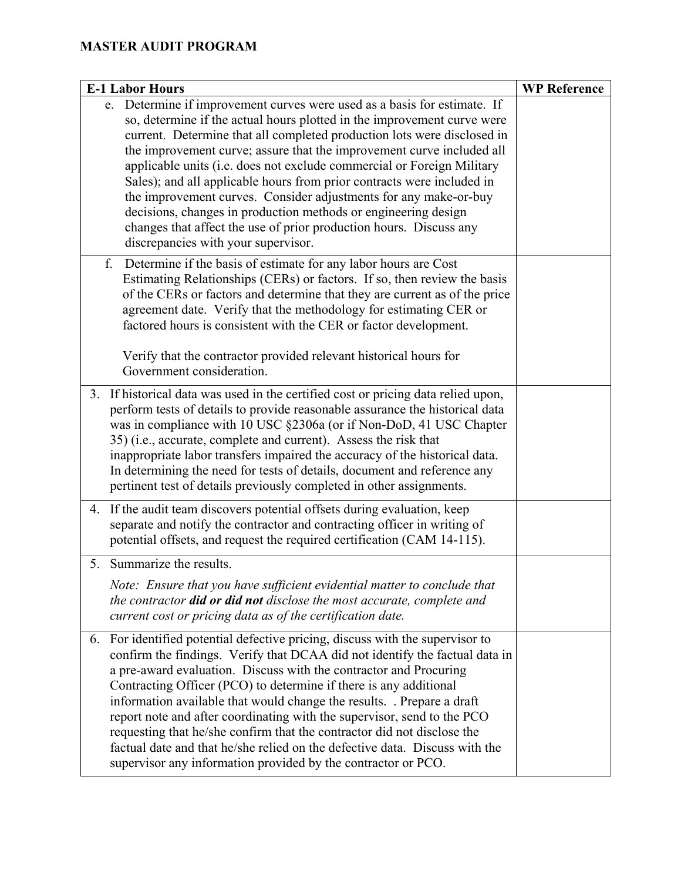**MASTER AUDIT PROGRAM**

| E-1 Labor Hours | WP Reference |
| --- | --- |
| e. Determine if improvement curves were used as a basis for estimate. If so, determine if the actual hours plotted in the improvement curve were current. Determine that all completed production lots were disclosed in the improvement curve; assure that the improvement curve included all applicable units (i.e. does not exclude commercial or Foreign Military Sales); and all applicable hours from prior contracts were included in the improvement curves. Consider adjustments for any make-or-buy decisions, changes in production methods or engineering design changes that affect the use of prior production hours. Discuss any discrepancies with your supervisor. | |
| f. Determine if the basis of estimate for any labor hours are Cost Estimating Relationships (CERs) or factors. If so, then review the basis of the CERs or factors and determine that they are current as of the price agreement date. Verify that the methodology for estimating CER or factored hours is consistent with the CER or factor development.<br><br>Verify that the contractor provided relevant historical hours for Government consideration. | |
| 3. If historical data was used in the certified cost or pricing data relied upon, perform tests of details to provide reasonable assurance the historical data was in compliance with 10 USC §2306a (or if Non-DoD, 41 USC Chapter 35) (i.e., accurate, complete and current). Assess the risk that inappropriate labor transfers impaired the accuracy of the historical data. In determining the need for tests of details, document and reference any pertinent test of details previously completed in other assignments. | |
| 4. If the audit team discovers potential offsets during evaluation, keep separate and notify the contractor and contracting officer in writing of potential offsets, and request the required certification (CAM 14-115). | |
| 5. Summarize the results.<br><br>*Note: Ensure that you have sufficient evidential matter to conclude that the contractor* ***did or did not*** *disclose the most accurate, complete and current cost or pricing data as of the certification date.* | |
| 6. For identified potential defective pricing, discuss with the supervisor to confirm the findings. Verify that DCAA did not identify the factual data in a pre-award evaluation. Discuss with the contractor and Procuring Contracting Officer (PCO) to determine if there is any additional information available that would change the results. . Prepare a draft report note and after coordinating with the supervisor, send to the PCO requesting that he/she confirm that the contractor did not disclose the factual date and that he/she relied on the defective data. Discuss with the supervisor any information provided by the contractor or PCO. | |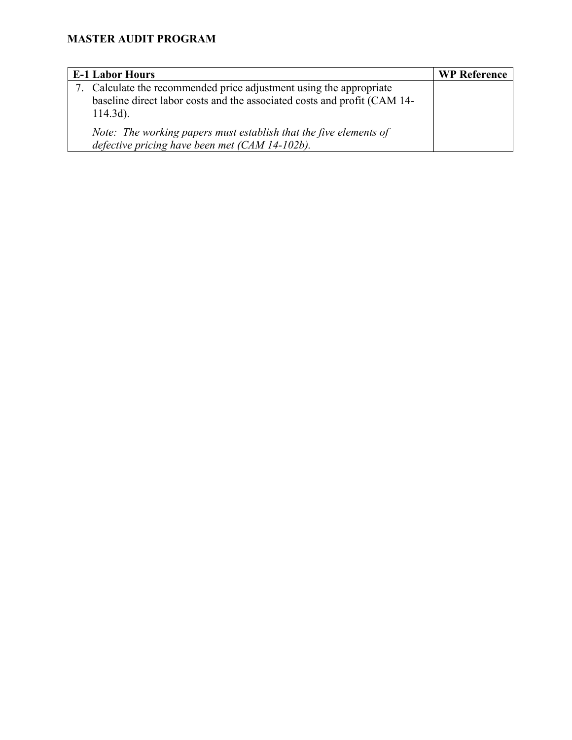## MASTER AUDIT PROGRAM

| E-1 Labor Hours | WP Reference |
|---|---|
| 7. Calculate the recommended price adjustment using the appropriate baseline direct labor costs and the associated costs and profit (CAM 14-114.3d).<br><br>*Note: The working papers must establish that the five elements of defective pricing have been met (CAM 14-102b).* | |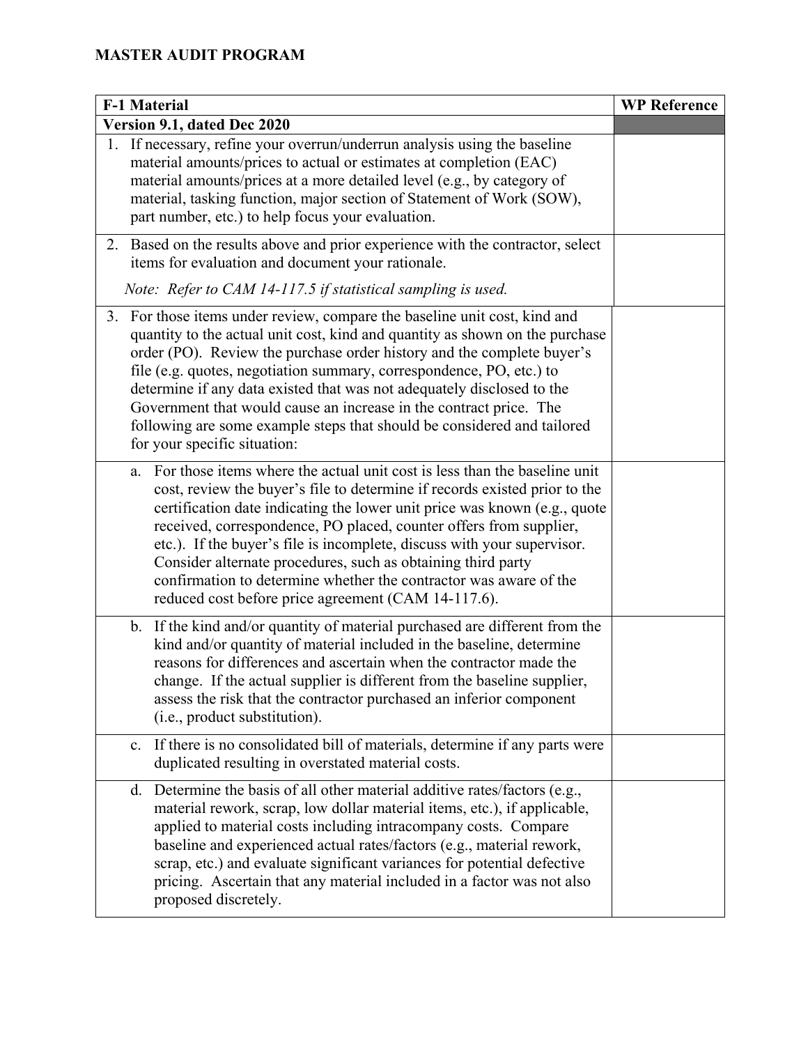**MASTER AUDIT PROGRAM**

| F-1 Material | WP Reference |
|---|---|
| **Version 9.1, dated Dec 2020** | |
| 1. If necessary, refine your overrun/underrun analysis using the baseline material amounts/prices to actual or estimates at completion (EAC) material amounts/prices at a more detailed level (e.g., by category of material, tasking function, major section of Statement of Work (SOW), part number, etc.) to help focus your evaluation. | |
| 2. Based on the results above and prior experience with the contractor, select items for evaluation and document your rationale. *Note: Refer to CAM 14-117.5 if statistical sampling is used.* | |
| 3. For those items under review, compare the baseline unit cost, kind and quantity to the actual unit cost, kind and quantity as shown on the purchase order (PO). Review the purchase order history and the complete buyer's file (e.g. quotes, negotiation summary, correspondence, PO, etc.) to determine if any data existed that was not adequately disclosed to the Government that would cause an increase in the contract price. The following are some example steps that should be considered and tailored for your specific situation: | |
| a. For those items where the actual unit cost is less than the baseline unit cost, review the buyer's file to determine if records existed prior to the certification date indicating the lower unit price was known (e.g., quote received, correspondence, PO placed, counter offers from supplier, etc.). If the buyer's file is incomplete, discuss with your supervisor. Consider alternate procedures, such as obtaining third party confirmation to determine whether the contractor was aware of the reduced cost before price agreement (CAM 14-117.6). | |
| b. If the kind and/or quantity of material purchased are different from the kind and/or quantity of material included in the baseline, determine reasons for differences and ascertain when the contractor made the change. If the actual supplier is different from the baseline supplier, assess the risk that the contractor purchased an inferior component (i.e., product substitution). | |
| c. If there is no consolidated bill of materials, determine if any parts were duplicated resulting in overstated material costs. | |
| d. Determine the basis of all other material additive rates/factors (e.g., material rework, scrap, low dollar material items, etc.), if applicable, applied to material costs including intracompany costs. Compare baseline and experienced actual rates/factors (e.g., material rework, scrap, etc.) and evaluate significant variances for potential defective pricing. Ascertain that any material included in a factor was not also proposed discretely. | |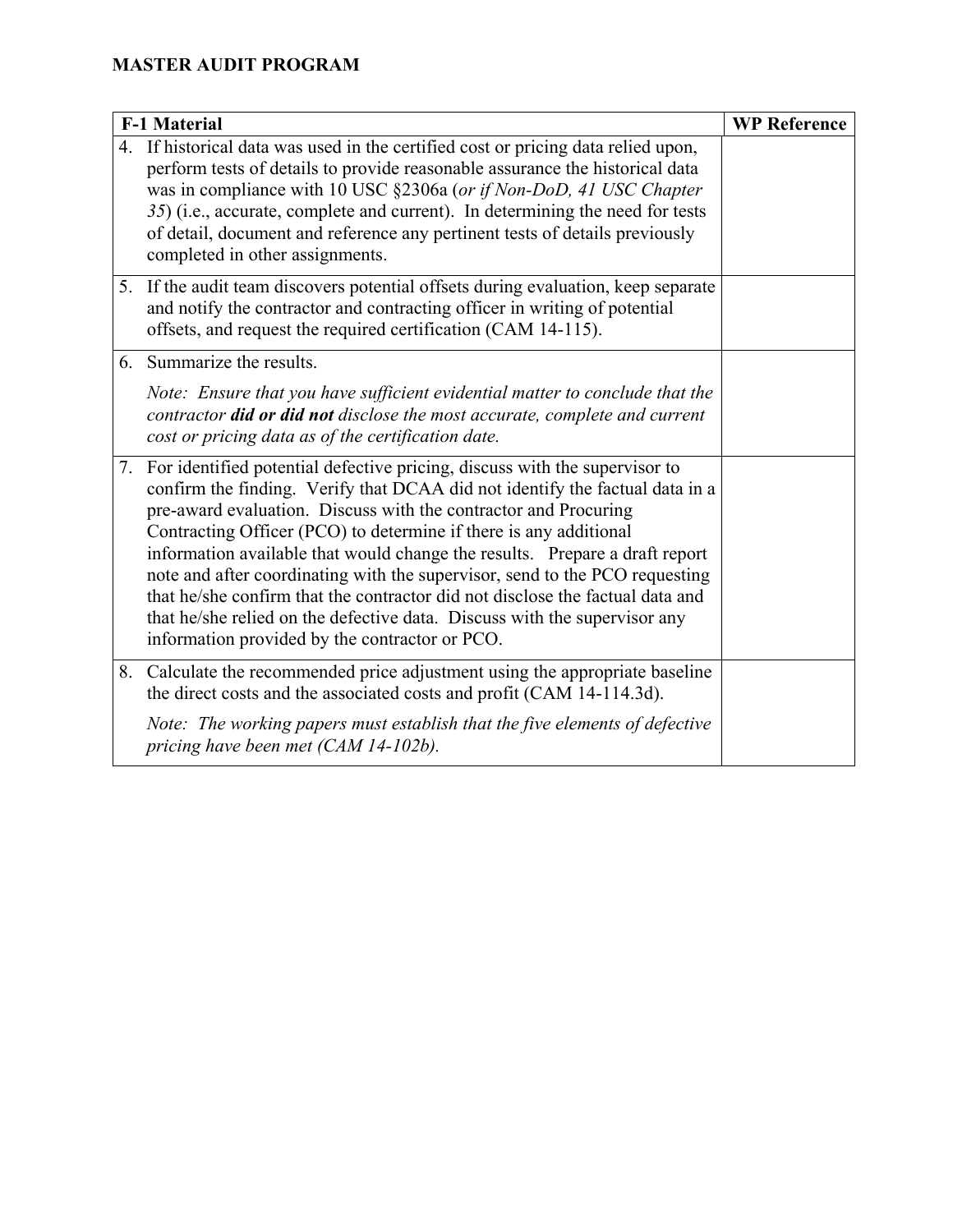**MASTER AUDIT PROGRAM**

| F-1 Material | WP Reference |
|---|---|
| 4. If historical data was used in the certified cost or pricing data relied upon, perform tests of details to provide reasonable assurance the historical data was in compliance with 10 USC §2306a (*or if Non-DoD, 41 USC Chapter 35*) (i.e., accurate, complete and current). In determining the need for tests of detail, document and reference any pertinent tests of details previously completed in other assignments. | |
| 5. If the audit team discovers potential offsets during evaluation, keep separate and notify the contractor and contracting officer in writing of potential offsets, and request the required certification (CAM 14-115). | |
| 6. Summarize the results.<br><br>*Note: Ensure that you have sufficient evidential matter to conclude that the contractor **did or did not** disclose the most accurate, complete and current cost or pricing data as of the certification date.* | |
| 7. For identified potential defective pricing, discuss with the supervisor to confirm the finding. Verify that DCAA did not identify the factual data in a pre-award evaluation. Discuss with the contractor and Procuring Contracting Officer (PCO) to determine if there is any additional information available that would change the results. Prepare a draft report note and after coordinating with the supervisor, send to the PCO requesting that he/she confirm that the contractor did not disclose the factual data and that he/she relied on the defective data. Discuss with the supervisor any information provided by the contractor or PCO. | |
| 8. Calculate the recommended price adjustment using the appropriate baseline the direct costs and the associated costs and profit (CAM 14-114.3d).<br><br>*Note: The working papers must establish that the five elements of defective pricing have been met (CAM 14-102b).* | |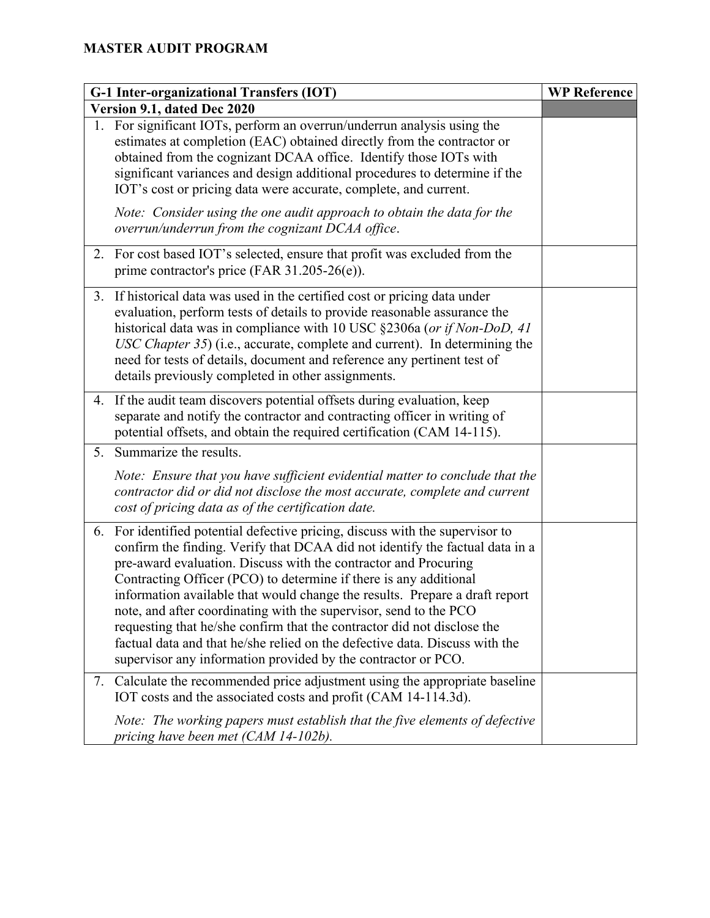**MASTER AUDIT PROGRAM**

| G-1 Inter-organizational Transfers (IOT) | WP Reference |
|---|---|
| **Version 9.1, dated Dec 2020** | |
| 1. For significant IOTs, perform an overrun/underrun analysis using the estimates at completion (EAC) obtained directly from the contractor or obtained from the cognizant DCAA office. Identify those IOTs with significant variances and design additional procedures to determine if the IOT's cost or pricing data were accurate, complete, and current. <br><br> *Note: Consider using the one audit approach to obtain the data for the overrun/underrun from the cognizant DCAA office.* | |
| 2. For cost based IOT's selected, ensure that profit was excluded from the prime contractor's price (FAR 31.205-26(e)). | |
| 3. If historical data was used in the certified cost or pricing data under evaluation, perform tests of details to provide reasonable assurance the historical data was in compliance with 10 USC §2306a (*or if Non-DoD, 41 USC Chapter 35*) (i.e., accurate, complete and current). In determining the need for tests of details, document and reference any pertinent test of details previously completed in other assignments. | |
| 4. If the audit team discovers potential offsets during evaluation, keep separate and notify the contractor and contracting officer in writing of potential offsets, and obtain the required certification (CAM 14-115). | |
| 5. Summarize the results. <br><br> *Note: Ensure that you have sufficient evidential matter to conclude that the contractor did or did not disclose the most accurate, complete and current cost of pricing data as of the certification date.* | |
| 6. For identified potential defective pricing, discuss with the supervisor to confirm the finding. Verify that DCAA did not identify the factual data in a pre-award evaluation. Discuss with the contractor and Procuring Contracting Officer (PCO) to determine if there is any additional information available that would change the results. Prepare a draft report note, and after coordinating with the supervisor, send to the PCO requesting that he/she confirm that the contractor did not disclose the factual data and that he/she relied on the defective data. Discuss with the supervisor any information provided by the contractor or PCO. | |
| 7. Calculate the recommended price adjustment using the appropriate baseline IOT costs and the associated costs and profit (CAM 14-114.3d). <br><br> *Note: The working papers must establish that the five elements of defective pricing have been met (CAM 14-102b).* | |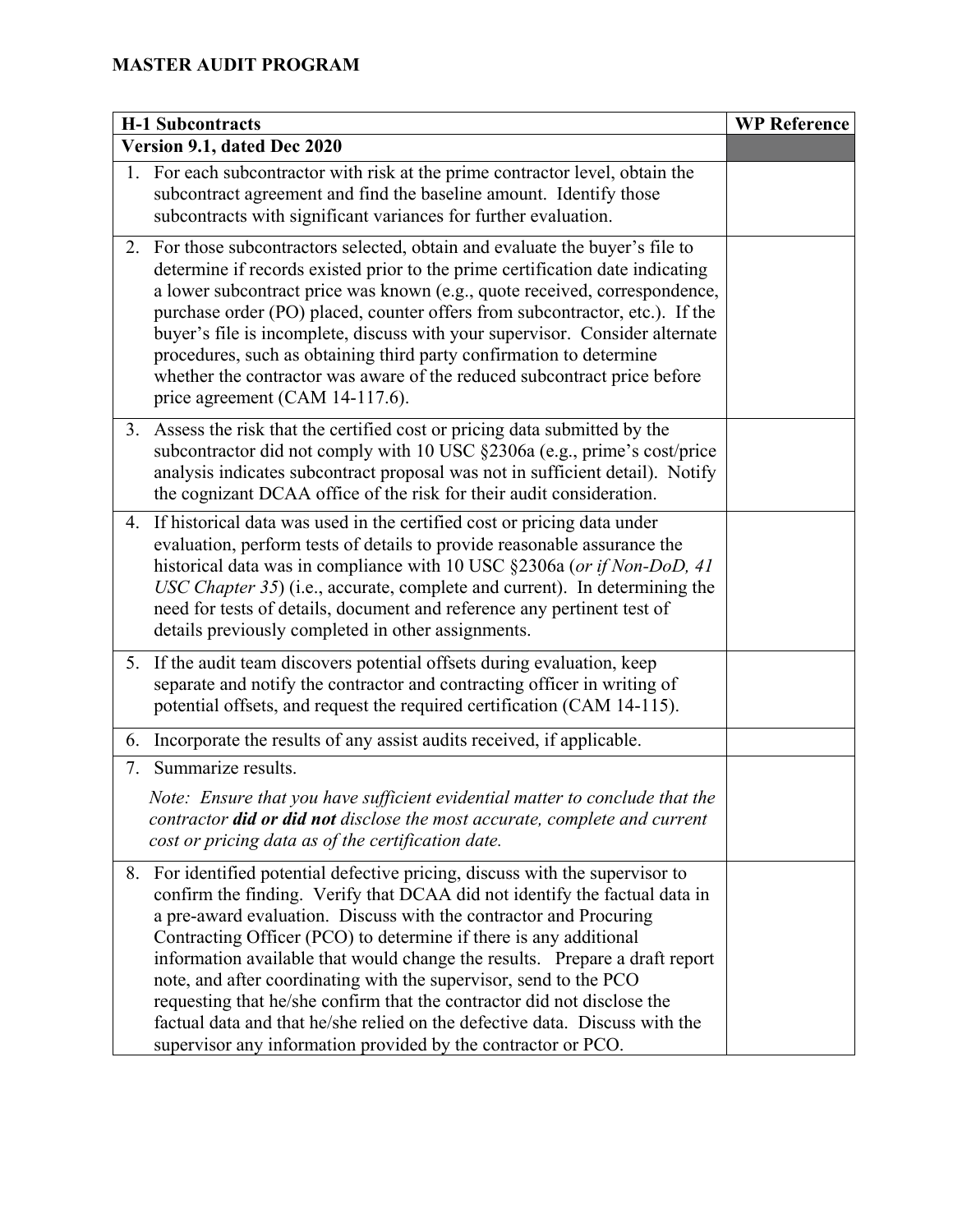**MASTER AUDIT PROGRAM**

| H-1 Subcontracts | WP Reference |
|---|---|
| **Version 9.1, dated Dec 2020** | |
| 1. For each subcontractor with risk at the prime contractor level, obtain the subcontract agreement and find the baseline amount. Identify those subcontracts with significant variances for further evaluation. | |
| 2. For those subcontractors selected, obtain and evaluate the buyer's file to determine if records existed prior to the prime certification date indicating a lower subcontract price was known (e.g., quote received, correspondence, purchase order (PO) placed, counter offers from subcontractor, etc.). If the buyer's file is incomplete, discuss with your supervisor. Consider alternate procedures, such as obtaining third party confirmation to determine whether the contractor was aware of the reduced subcontract price before price agreement (CAM 14-117.6). | |
| 3. Assess the risk that the certified cost or pricing data submitted by the subcontractor did not comply with 10 USC §2306a (e.g., prime's cost/price analysis indicates subcontract proposal was not in sufficient detail). Notify the cognizant DCAA office of the risk for their audit consideration. | |
| 4. If historical data was used in the certified cost or pricing data under evaluation, perform tests of details to provide reasonable assurance the historical data was in compliance with 10 USC §2306a (*or if Non-DoD, 41 USC Chapter 35*) (i.e., accurate, complete and current). In determining the need for tests of details, document and reference any pertinent test of details previously completed in other assignments. | |
| 5. If the audit team discovers potential offsets during evaluation, keep separate and notify the contractor and contracting officer in writing of potential offsets, and request the required certification (CAM 14-115). | |
| 6. Incorporate the results of any assist audits received, if applicable. | |
| 7. Summarize results.<br><br>*Note: Ensure that you have sufficient evidential matter to conclude that the contractor* ***did or did not*** *disclose the most accurate, complete and current cost or pricing data as of the certification date.* | |
| 8. For identified potential defective pricing, discuss with the supervisor to confirm the finding. Verify that DCAA did not identify the factual data in a pre-award evaluation. Discuss with the contractor and Procuring Contracting Officer (PCO) to determine if there is any additional information available that would change the results. Prepare a draft report note, and after coordinating with the supervisor, send to the PCO requesting that he/she confirm that the contractor did not disclose the factual data and that he/she relied on the defective data. Discuss with the supervisor any information provided by the contractor or PCO. | |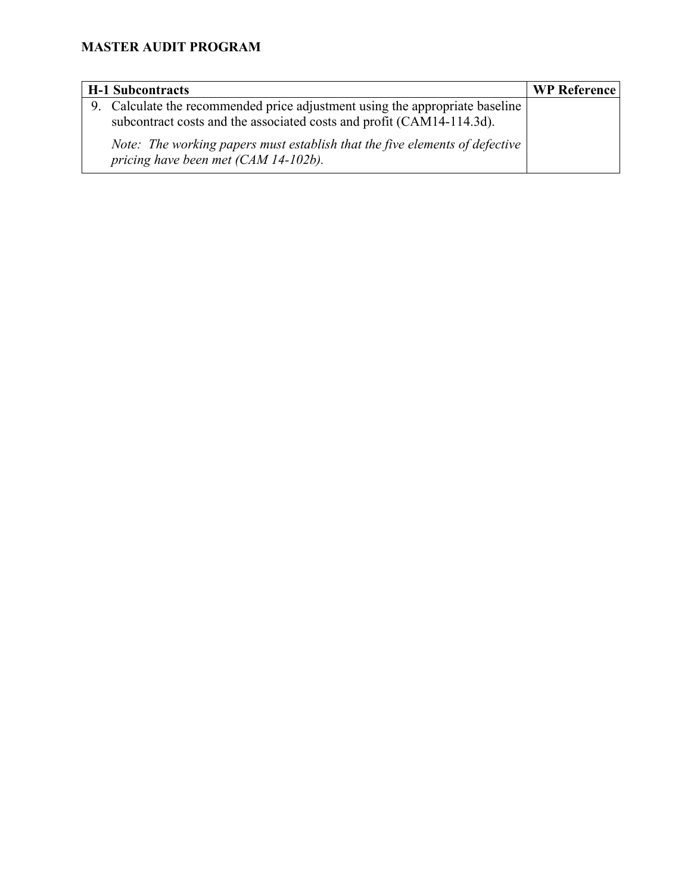**MASTER AUDIT PROGRAM**

| H-1 Subcontracts | WP Reference |
|---|---|
| 9. Calculate the recommended price adjustment using the appropriate baseline subcontract costs and the associated costs and profit (CAM14-114.3d).<br><br>*Note: The working papers must establish that the five elements of defective pricing have been met (CAM 14-102b).* | |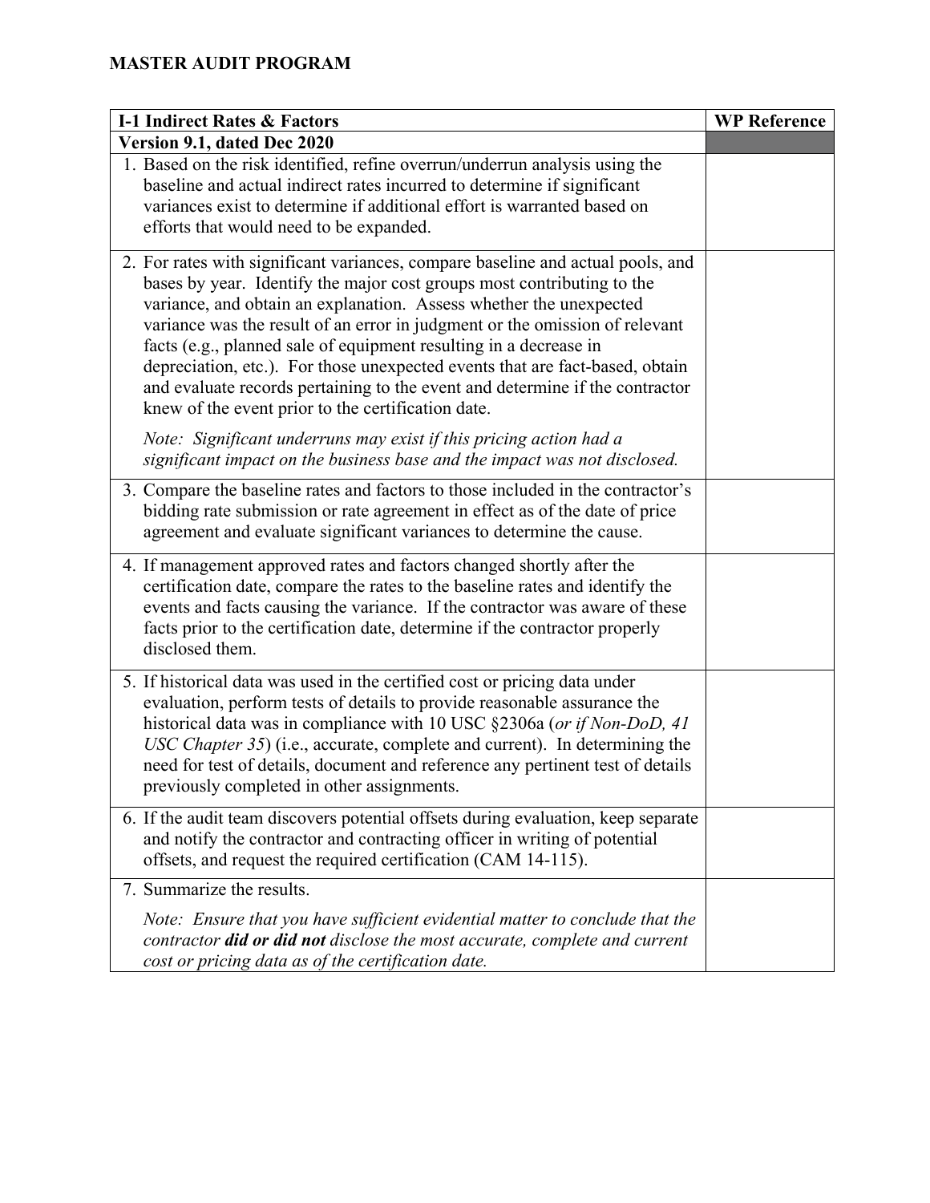**MASTER AUDIT PROGRAM**

| I-1 Indirect Rates & Factors | WP Reference |
|---|---|
| **Version 9.1, dated Dec 2020** | |
| 1. Based on the risk identified, refine overrun/underrun analysis using the baseline and actual indirect rates incurred to determine if significant variances exist to determine if additional effort is warranted based on efforts that would need to be expanded. | |
| 2. For rates with significant variances, compare baseline and actual pools, and bases by year. Identify the major cost groups most contributing to the variance, and obtain an explanation. Assess whether the unexpected variance was the result of an error in judgment or the omission of relevant facts (e.g., planned sale of equipment resulting in a decrease in depreciation, etc.). For those unexpected events that are fact-based, obtain and evaluate records pertaining to the event and determine if the contractor knew of the event prior to the certification date.<br><br>*Note: Significant underruns may exist if this pricing action had a significant impact on the business base and the impact was not disclosed.* | |
| 3. Compare the baseline rates and factors to those included in the contractor's bidding rate submission or rate agreement in effect as of the date of price agreement and evaluate significant variances to determine the cause. | |
| 4. If management approved rates and factors changed shortly after the certification date, compare the rates to the baseline rates and identify the events and facts causing the variance. If the contractor was aware of these facts prior to the certification date, determine if the contractor properly disclosed them. | |
| 5. If historical data was used in the certified cost or pricing data under evaluation, perform tests of details to provide reasonable assurance the historical data was in compliance with 10 USC §2306a (*or if Non-DoD, 41 USC Chapter 35*) (i.e., accurate, complete and current). In determining the need for test of details, document and reference any pertinent test of details previously completed in other assignments. | |
| 6. If the audit team discovers potential offsets during evaluation, keep separate and notify the contractor and contracting officer in writing of potential offsets, and request the required certification (CAM 14-115). | |
| 7. Summarize the results.<br><br>*Note: Ensure that you have sufficient evidential matter to conclude that the contractor **did or did not** disclose the most accurate, complete and current cost or pricing data as of the certification date.* | |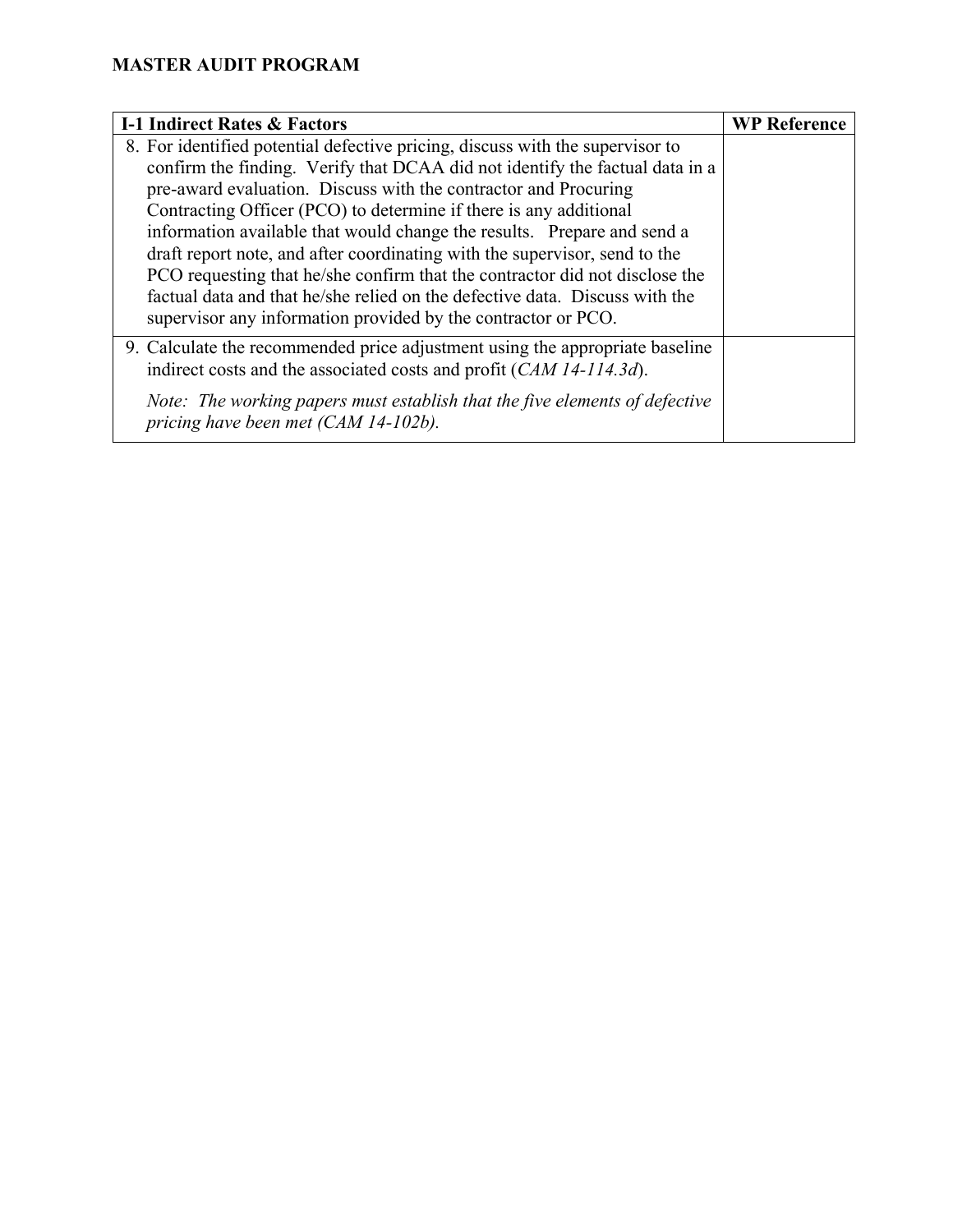**MASTER AUDIT PROGRAM**

| I-1 Indirect Rates & Factors | WP Reference |
|---|---|
| 8. For identified potential defective pricing, discuss with the supervisor to confirm the finding. Verify that DCAA did not identify the factual data in a pre-award evaluation. Discuss with the contractor and Procuring Contracting Officer (PCO) to determine if there is any additional information available that would change the results. Prepare and send a draft report note, and after coordinating with the supervisor, send to the PCO requesting that he/she confirm that the contractor did not disclose the factual data and that he/she relied on the defective data. Discuss with the supervisor any information provided by the contractor or PCO. | |
| 9. Calculate the recommended price adjustment using the appropriate baseline indirect costs and the associated costs and profit (*CAM 14-114.3d*).<br><br>*Note: The working papers must establish that the five elements of defective pricing have been met (CAM 14-102b).* | |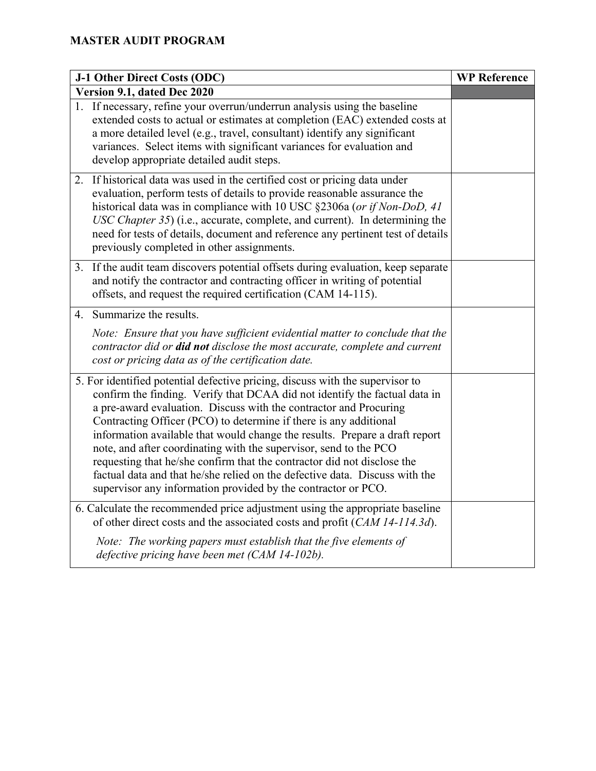## MASTER AUDIT PROGRAM

| J-1 Other Direct Costs (ODC) | WP Reference |
|---|---|
| **Version 9.1, dated Dec 2020** | |
| 1. If necessary, refine your overrun/underrun analysis using the baseline extended costs to actual or estimates at completion (EAC) extended costs at a more detailed level (e.g., travel, consultant) identify any significant variances. Select items with significant variances for evaluation and develop appropriate detailed audit steps. | |
| 2. If historical data was used in the certified cost or pricing data under evaluation, perform tests of details to provide reasonable assurance the historical data was in compliance with 10 USC §2306a (*or if Non-DoD, 41 USC Chapter 35*) (i.e., accurate, complete, and current). In determining the need for tests of details, document and reference any pertinent test of details previously completed in other assignments. | |
| 3. If the audit team discovers potential offsets during evaluation, keep separate and notify the contractor and contracting officer in writing of potential offsets, and request the required certification (CAM 14-115). | |
| 4. Summarize the results.<br><br>*Note: Ensure that you have sufficient evidential matter to conclude that the contractor did or **did not** disclose the most accurate, complete and current cost or pricing data as of the certification date.* | |
| 5. For identified potential defective pricing, discuss with the supervisor to confirm the finding. Verify that DCAA did not identify the factual data in a pre-award evaluation. Discuss with the contractor and Procuring Contracting Officer (PCO) to determine if there is any additional information available that would change the results. Prepare a draft report note, and after coordinating with the supervisor, send to the PCO requesting that he/she confirm that the contractor did not disclose the factual data and that he/she relied on the defective data. Discuss with the supervisor any information provided by the contractor or PCO. | |
| 6. Calculate the recommended price adjustment using the appropriate baseline of other direct costs and the associated costs and profit (*CAM 14-114.3d*).<br><br>*Note: The working papers must establish that the five elements of defective pricing have been met (CAM 14-102b).* | |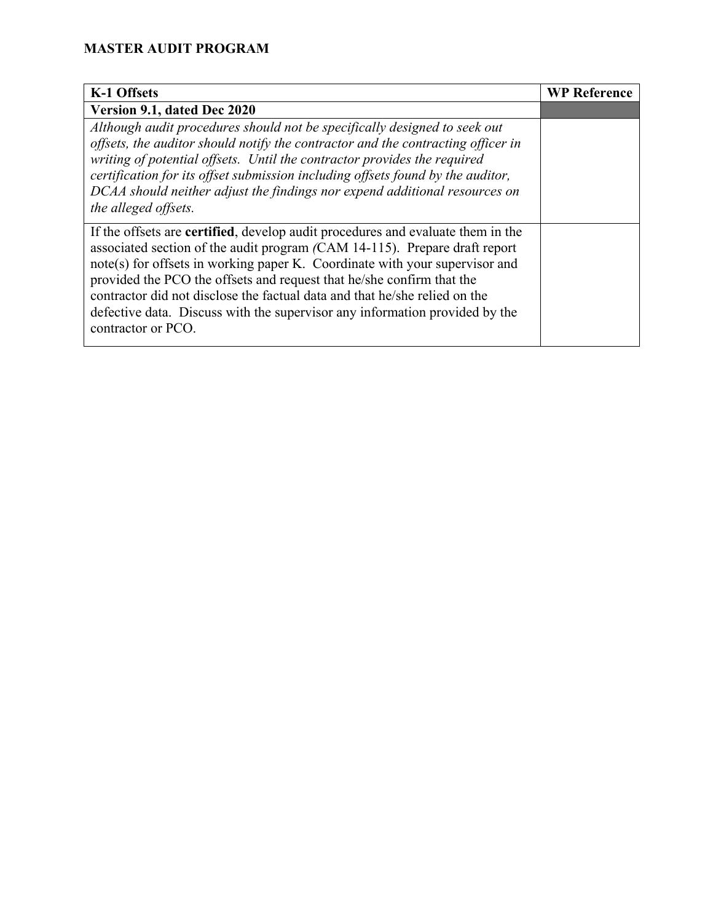**MASTER AUDIT PROGRAM**

| K-1 Offsets | WP Reference |
| --- | --- |
| **Version 9.1, dated Dec 2020** | |
| *Although audit procedures should not be specifically designed to seek out offsets, the auditor should notify the contractor and the contracting officer in writing of potential offsets. Until the contractor provides the required certification for its offset submission including offsets found by the auditor, DCAA should neither adjust the findings nor expend additional resources on the alleged offsets.* | |
| If the offsets are **certified**, develop audit procedures and evaluate them in the associated section of the audit program *(*CAM 14-115). Prepare draft report note(s) for offsets in working paper K. Coordinate with your supervisor and provided the PCO the offsets and request that he/she confirm that the contractor did not disclose the factual data and that he/she relied on the defective data. Discuss with the supervisor any information provided by the contractor or PCO. | |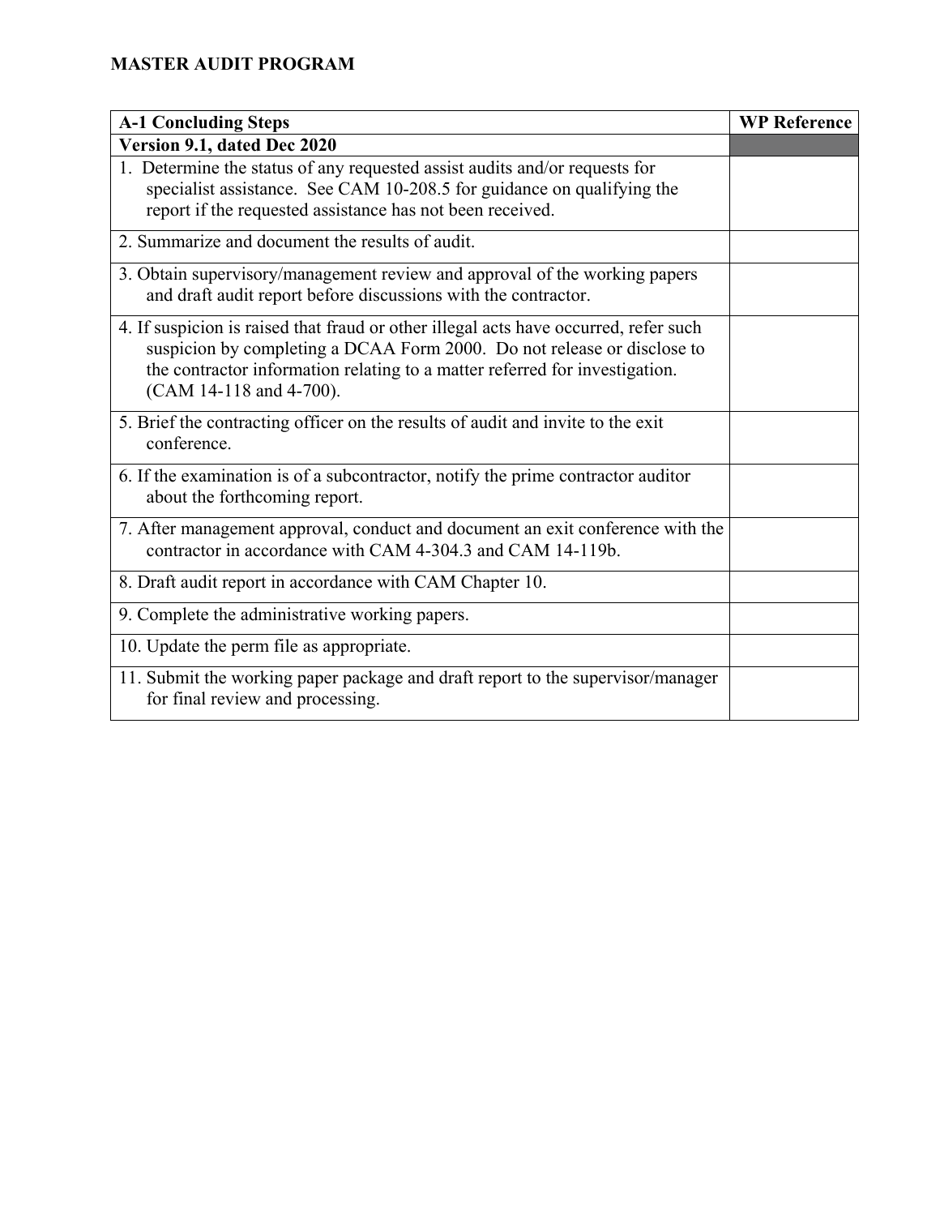**MASTER AUDIT PROGRAM**

| A-1 Concluding Steps | WP Reference |
|---|---|
| **Version 9.1, dated Dec 2020** | |
| 1. Determine the status of any requested assist audits and/or requests for specialist assistance. See CAM 10-208.5 for guidance on qualifying the report if the requested assistance has not been received. | |
| 2. Summarize and document the results of audit. | |
| 3. Obtain supervisory/management review and approval of the working papers and draft audit report before discussions with the contractor. | |
| 4. If suspicion is raised that fraud or other illegal acts have occurred, refer such suspicion by completing a DCAA Form 2000. Do not release or disclose to the contractor information relating to a matter referred for investigation. (CAM 14-118 and 4-700). | |
| 5. Brief the contracting officer on the results of audit and invite to the exit conference. | |
| 6. If the examination is of a subcontractor, notify the prime contractor auditor about the forthcoming report. | |
| 7. After management approval, conduct and document an exit conference with the contractor in accordance with CAM 4-304.3 and CAM 14-119b. | |
| 8. Draft audit report in accordance with CAM Chapter 10. | |
| 9. Complete the administrative working papers. | |
| 10. Update the perm file as appropriate. | |
| 11. Submit the working paper package and draft report to the supervisor/manager for final review and processing. | |